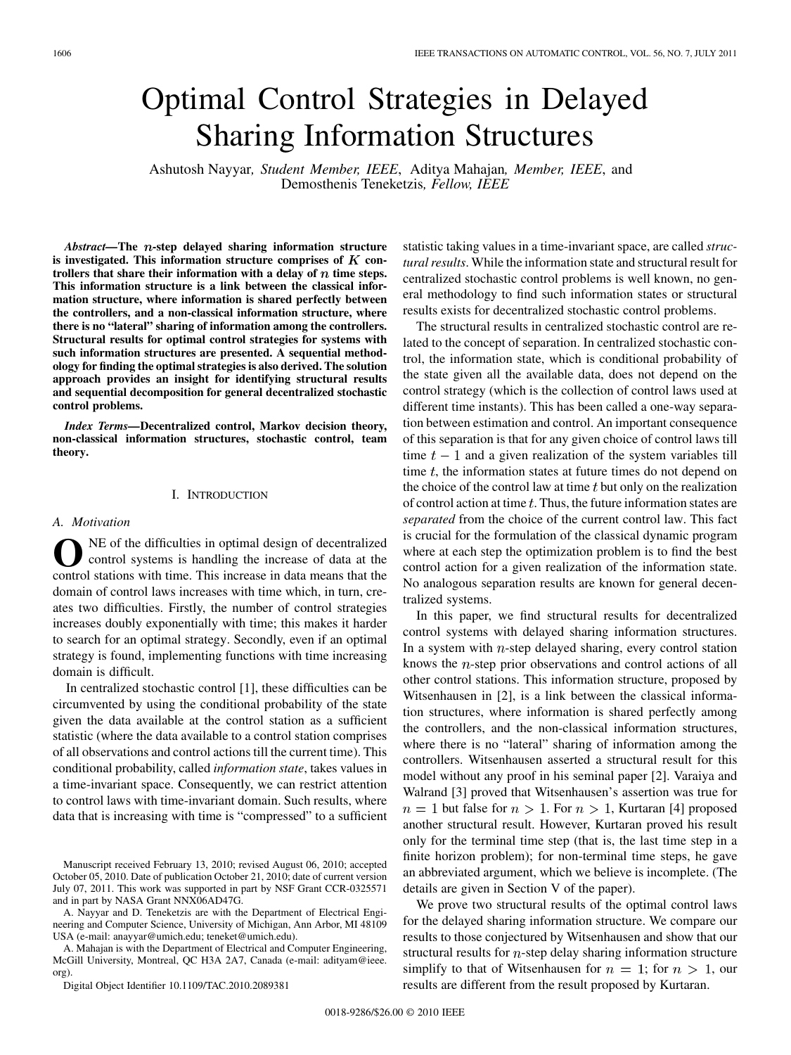# Optimal Control Strategies in Delayed Sharing Information Structures

Ashutosh Nayyar, *Student Member, IEEE*, Aditya Mahajan, *Member, IEEE*, and Demosthenis Teneketzis, *Fellow, IEEE*

***Abstract*—The $n$-step delayed sharing information structure is investigated. This information structure comprises of $K$ controllers that share their information with a delay of $n$ time steps. This information structure is a link between the classical information structure, where information is shared perfectly between the controllers, and a non-classical information structure, where there is no "lateral" sharing of information among the controllers. Structural results for optimal control strategies for systems with such information structures are presented. A sequential methodology for finding the optimal strategies is also derived. The solution approach provides an insight for identifying structural results and sequential decomposition for general decentralized stochastic control problems.**

***Index Terms*—Decentralized control, Markov decision theory, non-classical information structures, stochastic control, team theory.**

## I. Introduction

### A. Motivation

ONE of the difficulties in optimal design of decentralized control systems is handling the increase of data at the control stations with time. This increase in data means that the domain of control laws increases with time which, in turn, creates two difficulties. Firstly, the number of control strategies increases doubly exponentially with time; this makes it harder to search for an optimal strategy. Secondly, even if an optimal strategy is found, implementing functions with time increasing domain is difficult.

In centralized stochastic control [1], these difficulties can be circumvented by using the conditional probability of the state given the data available at the control station as a sufficient statistic (where the data available to a control station comprises of all observations and control actions till the current time). This conditional probability, called *information state*, takes values in a time-invariant space. Consequently, we can restrict attention to control laws with time-invariant domain. Such results, where data that is increasing with time is "compressed" to a sufficient statistic taking values in a time-invariant space, are called *structural results*. While the information state and structural result for centralized stochastic control problems is well known, no general methodology to find such information states or structural results exists for decentralized stochastic control problems.

The structural results in centralized stochastic control are related to the concept of separation. In centralized stochastic control, the information state, which is conditional probability of the state given all the available data, does not depend on the control strategy (which is the collection of control laws used at different time instants). This has been called a one-way separation between estimation and control. An important consequence of this separation is that for any given choice of control laws till time $t-1$ and a given realization of the system variables till time $t$, the information states at future times do not depend on the choice of the control law at time $t$ but only on the realization of control action at time $t$. Thus, the future information states are *separated* from the choice of the current control law. This fact is crucial for the formulation of the classical dynamic program where at each step the optimization problem is to find the best control action for a given realization of the information state. No analogous separation results are known for general decentralized systems.

In this paper, we find structural results for decentralized control systems with delayed sharing information structures. In a system with $n$-step delayed sharing, every control station knows the $n$-step prior observations and control actions of all other control stations. This information structure, proposed by Witsenhausen in [2], is a link between the classical information structures, where information is shared perfectly among the controllers, and the non-classical information structures, where there is no "lateral" sharing of information among the controllers. Witsenhausen asserted a structural result for this model without any proof in his seminal paper [2]. Varaiya and Walrand [3] proved that Witsenhausen's assertion was true for $n=1$ but false for $n>1$. For $n>1$, Kurtaran [4] proposed another structural result. However, Kurtaran proved his result only for the terminal time step (that is, the last time step in a finite horizon problem); for non-terminal time steps, he gave an abbreviated argument, which we believe is incomplete. (The details are given in Section V of the paper).

We prove two structural results of the optimal control laws for the delayed sharing information structure. We compare our results to those conjectured by Witsenhausen and show that our structural results for $n$-step delay sharing information structure simplify to that of Witsenhausen for $n=1$; for $n>1$, our results are different from the result proposed by Kurtaran.

Manuscript received February 13, 2010; revised August 06, 2010; accepted October 05, 2010. Date of publication October 21, 2010; date of current version July 07, 2011. This work was supported in part by NSF Grant CCR-0325571 and in part by NASA Grant NNX06AD47G.

A. Nayyar and D. Teneketzis are with the Department of Electrical Engineering and Computer Science, University of Michigan, Ann Arbor, MI 48109 USA (e-mail: anayyar@umich.edu; teneket@umich.edu).

A. Mahajan is with the Department of Electrical and Computer Engineering, McGill University, Montreal, QC H3A 2A7, Canada (e-mail: adityam@ieee.org).

Digital Object Identifier 10.1109/TAC.2010.2089381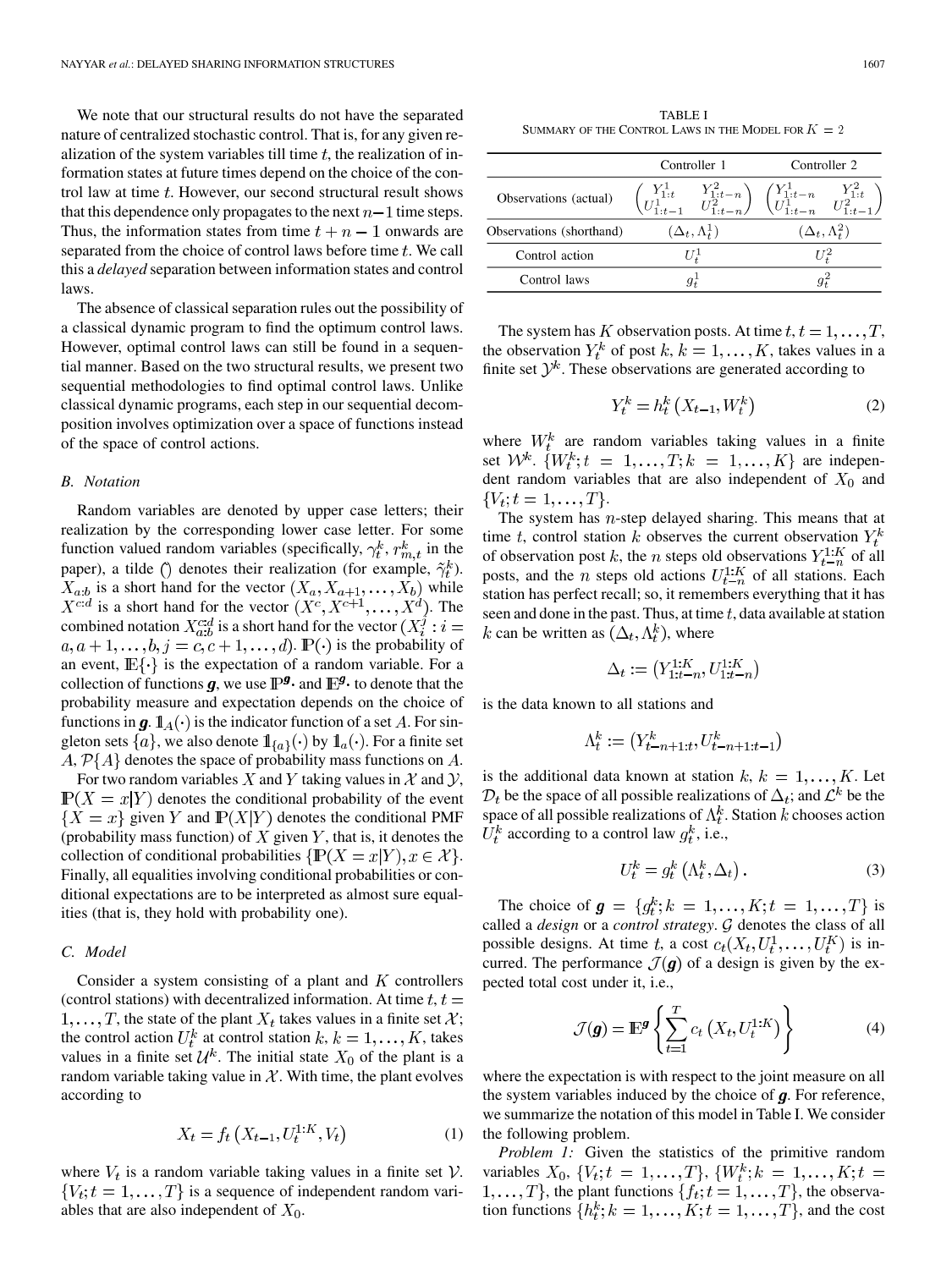We note that our structural results do not have the separated nature of centralized stochastic control. That is, for any given realization of the system variables till time $t$, the realization of information states at future times depend on the choice of the control law at time $t$. However, our second structural result shows that this dependence only propagates to the next $n-1$ time steps. Thus, the information states from time $t+n-1$ onwards are separated from the choice of control laws before time $t$. We call this a *delayed* separation between information states and control laws.

The absence of classical separation rules out the possibility of a classical dynamic program to find the optimum control laws. However, optimal control laws can still be found in a sequential manner. Based on the two structural results, we present two sequential methodologies to find optimal control laws. Unlike classical dynamic programs, each step in our sequential decomposition involves optimization over a space of functions instead of the space of control actions.

### B. Notation

Random variables are denoted by upper case letters; their realization by the corresponding lower case letter. For some function valued random variables (specifically, $\gamma_t^k, r_{m,t}^k$ in the paper), a tilde ($\tilde{}$) denotes their realization (for example, $\tilde{\gamma}_t^k$). $X_{a:b}$ is a short hand for the vector $(X_a, X_{a+1}, \dots, X_b)$ while $X^{c:d}$ is a short hand for the vector $(X^c, X^{c+1}, \dots, X^d)$. The combined notation $X_{a:b}^{c:d}$ is a short hand for the vector $(X_i^j : i = a, a+1, \dots, b, j = c, c+1, \dots, d)$. $\mathbb{P}(\cdot)$ is the probability of an event, $\mathbb{E}\{\cdot\}$ is the expectation of a random variable. For a collection of functions $\boldsymbol{g}$, we use $\mathbb{P}^{\boldsymbol{g}}$ and $\mathbb{E}^{\boldsymbol{g}}$ to denote that the probability measure and expectation depends on the choice of functions in $\boldsymbol{g}$. $\mathbb{1}_A(\cdot)$ is the indicator function of a set $A$. For singleton sets $\{a\}$, we also denote $\mathbb{1}_{\{a\}}(\cdot)$ by $\mathbb{1}_a(\cdot)$. For a finite set $A$, $\mathcal{P}\{A\}$ denotes the space of probability mass functions on $A$.

For two random variables $X$ and $Y$ taking values in $\mathcal{X}$ and $\mathcal{Y}$, $\mathbb{P}(X = x|Y)$ denotes the conditional probability of the event $\{X = x\}$ given $Y$ and $\mathbb{P}(X|Y)$ denotes the conditional PMF (probability mass function) of $X$ given $Y$, that is, it denotes the collection of conditional probabilities $\{\mathbb{P}(X = x|Y), x \in \mathcal{X}\}$. Finally, all equalities involving conditional probabilities or conditional expectations are to be interpreted as almost sure equalities (that is, they hold with probability one).

### C. Model

Consider a system consisting of a plant and $K$ controllers (control stations) with decentralized information. At time $t, t = 1, \dots, T$, the state of the plant $X_t$ takes values in a finite set $\mathcal{X}$; the control action $U_t^k$ at control station $k, k = 1, \dots, K$, takes values in a finite set $\mathcal{U}^k$. The initial state $X_0$ of the plant is a random variable taking value in $\mathcal{X}$. With time, the plant evolves according to

$$X_t = f_t\left(X_{t-1}, U_t^{1:K}, V_t\right) \tag{1}$$

where $V_t$ is a random variable taking values in a finite set $\mathcal{V}$. $\{V_t; t = 1, \dots, T\}$ is a sequence of independent random variables that are also independent of $X_0$.

TABLE I
SUMMARY OF THE CONTROL LAWS IN THE MODEL FOR $K = 2$

| | Controller 1 | Controller 2 |
|---|---|---|
| Observations (actual) | $\begin{pmatrix} Y_{1:t}^1 & Y_{1:t-n}^2 \\ U_{1:t-1}^1 & U_{1:t-n}^2 \end{pmatrix}$ | $\begin{pmatrix} Y_{1:t-n}^1 & Y_{1:t}^2 \\ U_{1:t-n}^1 & U_{1:t-1}^2 \end{pmatrix}$ |
| Observations (shorthand) | $(\Delta_t, \Lambda_t^1)$ | $(\Delta_t, \Lambda_t^2)$ |
| Control action | $U_t^1$ | $U_t^2$ |
| Control laws | $g_t^1$ | $g_t^2$ |

The system has $K$ observation posts. At time $t, t = 1, \dots, T$, the observation $Y_t^k$ of post $k, k = 1, \dots, K$, takes values in a finite set $\mathcal{Y}^k$. These observations are generated according to

$$Y_t^k = h_t^k\left(X_{t-1}, W_t^k\right) \tag{2}$$

where $W_t^k$ are random variables taking values in a finite set $\mathcal{W}^k$. $\{W_t^k; t = 1, \dots, T; k = 1, \dots, K\}$ are independent random variables that are also independent of $X_0$ and $\{V_t; t = 1, \dots, T\}$.

The system has $n$-step delayed sharing. This means that at time $t$, control station $k$ observes the current observation $Y_t^k$ of observation post $k$, the $n$ steps old observations $Y_{t-n}^{1:K}$ of all posts, and the $n$ steps old actions $U_{t-n}^{1:K}$ of all stations. Each station has perfect recall; so, it remembers everything that it has seen and done in the past. Thus, at time $t$, data available at station $k$ can be written as $(\Delta_t, \Lambda_t^k)$, where

$$\Delta_t := \left(Y_{1:t-n}^{1:K}, U_{1:t-n}^{1:K}\right)$$

is the data known to all stations and

$$\Lambda_t^k := \left(Y_{t-n+1:t}^k, U_{t-n+1:t-1}^k\right)$$

is the additional data known at station $k, k = 1, \dots, K$. Let $\mathcal{D}_t$ be the space of all possible realizations of $\Delta_t$; and $\mathcal{L}^k$ be the space of all possible realizations of $\Lambda_t^k$. Station $k$ chooses action $U_t^k$ according to a control law $g_t^k$, i.e.,

$$U_t^k = g_t^k\left(\Lambda_t^k, \Delta_t\right). \tag{3}$$

The choice of $\boldsymbol{g} = \{g_t^k; k = 1, \dots, K; t = 1, \dots, T\}$ is called a *design* or a *control strategy*. $\mathcal{G}$ denotes the class of all possible designs. At time $t$, a cost $c_t(X_t, U_t^1, \dots, U_t^K)$ is incurred. The performance $\mathcal{J}(\boldsymbol{g})$ of a design is given by the expected total cost under it, i.e.,

$$\mathcal{J}(\boldsymbol{g}) = \mathbb{E}^{\boldsymbol{g}}\left\{\sum_{t=1}^{T} c_t\left(X_t, U_t^{1:K}\right)\right\} \tag{4}$$

where the expectation is with respect to the joint measure on all the system variables induced by the choice of $\boldsymbol{g}$. For reference, we summarize the notation of this model in Table I. We consider the following problem.

*Problem 1:* Given the statistics of the primitive random variables $X_0$, $\{V_t; t = 1, \dots, T\}$, $\{W_t^k; k = 1, \dots, K; t = 1, \dots, T\}$, the plant functions $\{f_t; t = 1, \dots, T\}$, the observation functions $\{h_t^k; k = 1, \dots, K; t = 1, \dots, T\}$, and the cost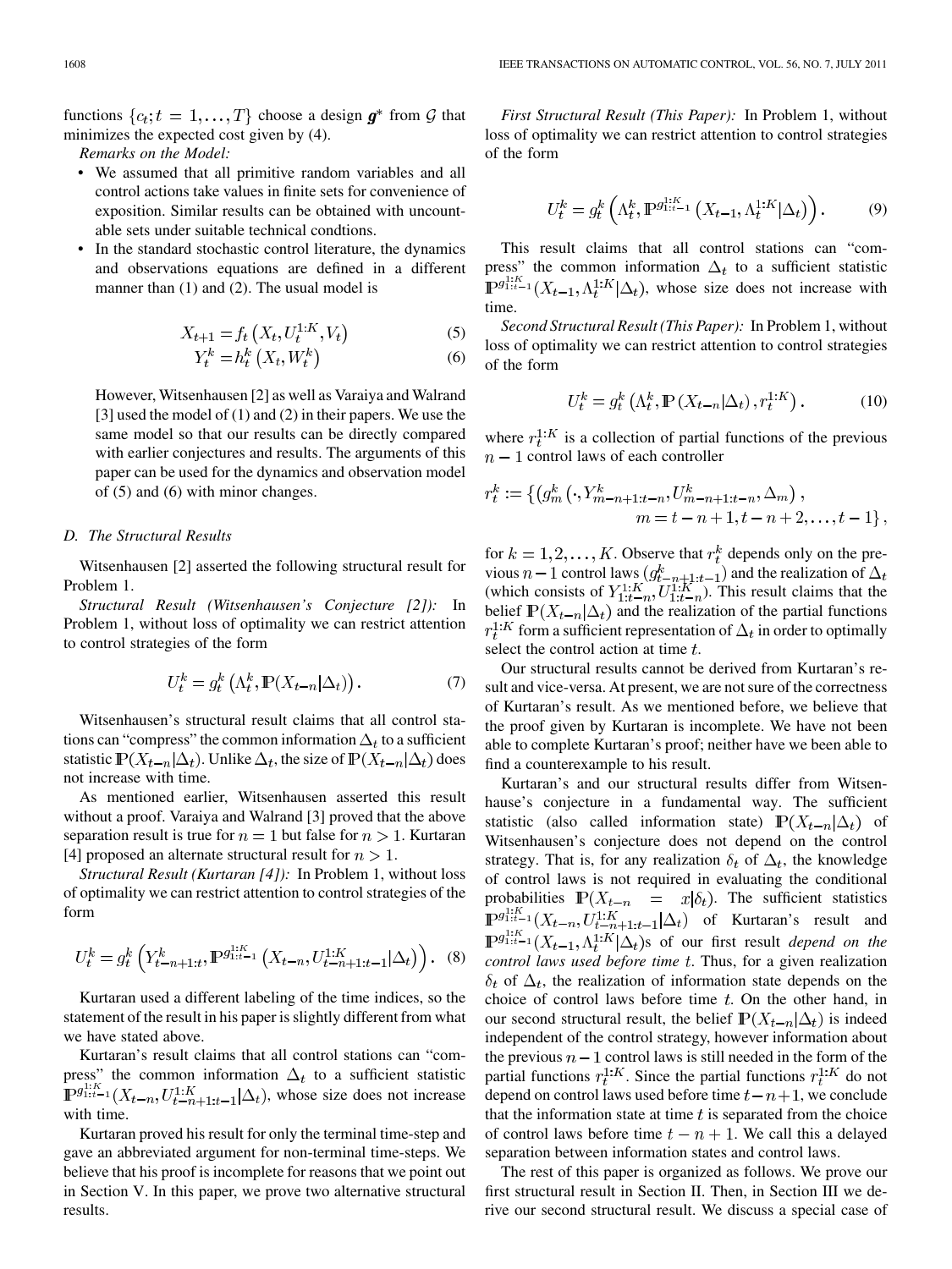functions $\{c_t; t=1,\ldots,T\}$ choose a design $\boldsymbol{g}^*$ from $\mathcal{G}$ that minimizes the expected cost given by (4).

*Remarks on the Model:*

- We assumed that all primitive random variables and all control actions take values in finite sets for convenience of exposition. Similar results can be obtained with uncountable sets under suitable technical condtions.
- In the standard stochastic control literature, the dynamics and observations equations are defined in a different manner than (1) and (2). The usual model is

$$X_{t+1} = f_t\left(X_t, U_t^{1:K}, V_t\right) \tag{5}$$

$$Y_t^k = h_t^k\left(X_t, W_t^k\right) \tag{6}$$

However, Witsenhausen [2] as well as Varaiya and Walrand [3] used the model of (1) and (2) in their papers. We use the same model so that our results can be directly compared with earlier conjectures and results. The arguments of this paper can be used for the dynamics and observation model of (5) and (6) with minor changes.

### D. The Structural Results

Witsenhausen [2] asserted the following structural result for Problem 1.

*Structural Result (Witsenhausen's Conjecture [2]):* In Problem 1, without loss of optimality we can restrict attention to control strategies of the form

$$U_t^k = g_t^k\left(\Lambda_t^k, \mathbb{P}(X_{t-n}|\Delta_t)\right). \tag{7}$$

Witsenhausen's structural result claims that all control stations can "compress" the common information $\Delta_t$ to a sufficient statistic $\mathbb{P}(X_{t-n}|\Delta_t)$. Unlike $\Delta_t$, the size of $\mathbb{P}(X_{t-n}|\Delta_t)$ does not increase with time.

As mentioned earlier, Witsenhausen asserted this result without a proof. Varaiya and Walrand [3] proved that the above separation result is true for $n=1$ but false for $n>1$. Kurtaran [4] proposed an alternate structural result for $n>1$.

*Structural Result (Kurtaran [4]):* In Problem 1, without loss of optimality we can restrict attention to control strategies of the form

$$U_t^k = g_t^k\left(Y_{t-n+1:t}^k, \mathbb{P}^{g_{1:t-1}^{1:K}}\left(X_{t-n}, U_{t-n+1:t-1}^{1:K}|\Delta_t\right)\right). \tag{8}$$

Kurtaran used a different labeling of the time indices, so the statement of the result in his paper is slightly different from what we have stated above.

Kurtaran's result claims that all control stations can "compress" the common information $\Delta_t$ to a sufficient statistic $\mathbb{P}^{g_{1:t-1}^{1:K}}(X_{t-n}, U_{t-n+1:t-1}^{1:K}|\Delta_t)$, whose size does not increase with time.

Kurtaran proved his result for only the terminal time-step and gave an abbreviated argument for non-terminal time-steps. We believe that his proof is incomplete for reasons that we point out in Section V. In this paper, we prove two alternative structural results.

*First Structural Result (This Paper):* In Problem 1, without loss of optimality we can restrict attention to control strategies of the form

$$U_t^k = g_t^k\left(\Lambda_t^k, \mathbb{P}^{g_{1:t-1}^{1:K}}\left(X_{t-1}, \Lambda_t^{1:K}|\Delta_t\right)\right). \tag{9}$$

This result claims that all control stations can "compress" the common information $\Delta_t$ to a sufficient statistic $\mathbb{P}^{g_{1:t-1}^{1:K}}(X_{t-1}, \Lambda_t^{1:K}|\Delta_t)$, whose size does not increase with time.

*Second Structural Result (This Paper):* In Problem 1, without loss of optimality we can restrict attention to control strategies of the form

$$U_t^k = g_t^k\left(\Lambda_t^k, \mathbb{P}\left(X_{t-n}|\Delta_t\right), r_t^{1:K}\right). \tag{10}$$

where $r_t^{1:K}$ is a collection of partial functions of the previous $n-1$ control laws of each controller

$$r_t^k := \{\left(g_m^k\left(\cdot, Y_{m-n+1:t-n}^k, U_{m-n+1:t-n}^k, \Delta_m\right),\right. \\ m = t-n+1, t-n+2, \ldots, t-1\},$$

for $k=1,2,\ldots,K$. Observe that $r_t^k$ depends only on the previous $n-1$ control laws $(g_{t-n+1:t-1}^k)$ and the realization of $\Delta_t$ (which consists of $Y_{1:t-n}^{1:K}, U_{1:t-n}^{1:K}$). This result claims that the belief $\mathbb{P}(X_{t-n}|\Delta_t)$ and the realization of the partial functions $r_t^{1:K}$ form a sufficient representation of $\Delta_t$ in order to optimally select the control action at time $t$.

Our structural results cannot be derived from Kurtaran's result and vice-versa. At present, we are not sure of the correctness of Kurtaran's result. As we mentioned before, we believe that the proof given by Kurtaran is incomplete. We have not been able to complete Kurtaran's proof; neither have we been able to find a counterexample to his result.

Kurtaran's and our structural results differ from Witsenhause's conjecture in a fundamental way. The sufficient statistic (also called information state) $\mathbb{P}(X_{t-n}|\Delta_t)$ of Witsenhausen's conjecture does not depend on the control strategy. That is, for any realization $\delta_t$ of $\Delta_t$, the knowledge of control laws is not required in evaluating the conditional probabilities $\mathbb{P}(X_{t-n} = x|\delta_t)$. The sufficient statistics $\mathbb{P}^{g_{1:t-1}^{1:K}}(X_{t-n}, U_{t-n+1:t-1}^{1:K}|\Delta_t)$ of Kurtaran's result and $\mathbb{P}^{g_{1:t-1}^{1:K}}(X_{t-1}, \Lambda_t^{1:K}|\Delta_t)$s of our first result *depend on the control laws used before time $t$*. Thus, for a given realization $\delta_t$ of $\Delta_t$, the realization of information state depends on the choice of control laws before time $t$. On the other hand, in our second structural result, the belief $\mathbb{P}(X_{t-n}|\Delta_t)$ is indeed independent of the control strategy, however information about the previous $n-1$ control laws is still needed in the form of the partial functions $r_t^{1:K}$. Since the partial functions $r_t^{1:K}$ do not depend on control laws used before time $t-n+1$, we conclude that the information state at time $t$ is separated from the choice of control laws before time $t-n+1$. We call this a delayed separation between information states and control laws.

The rest of this paper is organized as follows. We prove our first structural result in Section II. Then, in Section III we derive our second structural result. We discuss a special case of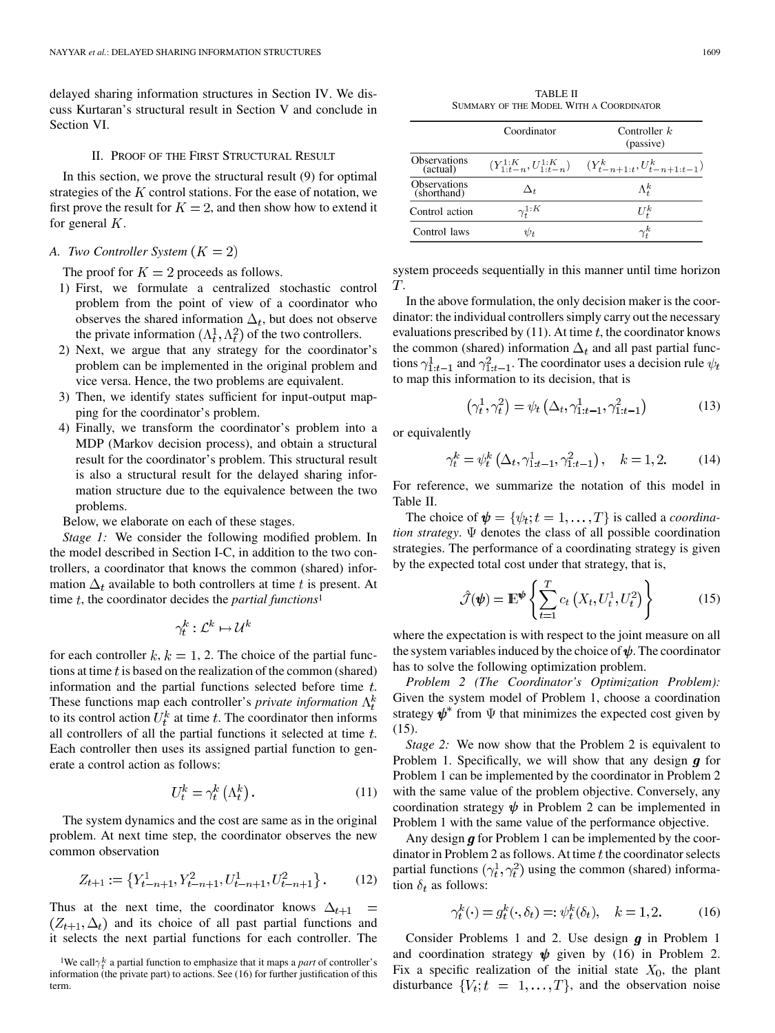delayed sharing information structures in Section IV. We discuss Kurtaran's structural result in Section V and conclude in Section VI.

## II. Proof of the First Structural Result

In this section, we prove the structural result (9) for optimal strategies of the $K$ control stations. For the ease of notation, we first prove the result for $K=2$, and then show how to extend it for general $K$.

### A. Two Controller System ($K=2$)

The proof for $K=2$ proceeds as follows.

1) First, we formulate a centralized stochastic control problem from the point of view of a coordinator who observes the shared information $\Delta_t$, but does not observe the private information $(\Lambda_t^1, \Lambda_t^2)$ of the two controllers.
2) Next, we argue that any strategy for the coordinator's problem can be implemented in the original problem and vice versa. Hence, the two problems are equivalent.
3) Then, we identify states sufficient for input-output mapping for the coordinator's problem.
4) Finally, we transform the coordinator's problem into a MDP (Markov decision process), and obtain a structural result for the coordinator's problem. This structural result is also a structural result for the delayed sharing information structure due to the equivalence between the two problems.

Below, we elaborate on each of these stages.

*Stage 1:* We consider the following modified problem. In the model described in Section I-C, in addition to the two controllers, a coordinator that knows the common (shared) information $\Delta_t$ available to both controllers at time $t$ is present. At time $t$, the coordinator decides the *partial functions*[1]

$$\gamma_t^k : \mathcal{L}^k \mapsto \mathcal{U}^k$$

for each controller $k$, $k=1,2$. The choice of the partial functions at time $t$ is based on the realization of the common (shared) information and the partial functions selected before time $t$. These functions map each controller's *private information* $\Lambda_t^k$ to its control action $U_t^k$ at time $t$. The coordinator then informs all controllers of all the partial functions it selected at time $t$. Each controller then uses its assigned partial function to generate a control action as follows:

$$U_t^k = \gamma_t^k\left(\Lambda_t^k\right). \tag{11}$$

The system dynamics and the cost are same as in the original problem. At next time step, the coordinator observes the new common observation

$$Z_{t+1} := \left\{Y_{t-n+1}^1, Y_{t-n+1}^2, U_{t-n+1}^1, U_{t-n+1}^2\right\}. \tag{12}$$

Thus at the next time, the coordinator knows $\Delta_{t+1} = (Z_{t+1}, \Delta_t)$ and its choice of all past partial functions and it selects the next partial functions for each controller. The system proceeds sequentially in this manner until time horizon $T$.

[1] We call $\gamma_t^k$ a partial function to emphasize that it maps a *part* of controller's information (the private part) to actions. See (16) for further justification of this term.

TABLE II
Summary of the Model With a Coordinator

| | Coordinator | Controller $k$ (passive) |
|---|---|---|
| Observations (actual) | $(Y_{1:t-n}^{1:K}, U_{1:t-n}^{1:K})$ | $(Y_{t-n+1:t}^k, U_{t-n+1:t-1}^k)$ |
| Observations (shorthand) | $\Delta_t$ | $\Lambda_t^k$ |
| Control action | $\gamma_t^{1:K}$ | $U_t^k$ |
| Control laws | $\psi_t$ | $\gamma_t^k$ |

In the above formulation, the only decision maker is the coordinator: the individual controllers simply carry out the necessary evaluations prescribed by (11). At time $t$, the coordinator knows the common (shared) information $\Delta_t$ and all past partial functions $\gamma_{1:t-1}^1$ and $\gamma_{1:t-1}^2$. The coordinator uses a decision rule $\psi_t$ to map this information to its decision, that is

$$\left(\gamma_t^1, \gamma_t^2\right) = \psi_t\left(\Delta_t, \gamma_{1:t-1}^1, \gamma_{1:t-1}^2\right) \tag{13}$$

or equivalently

$$\gamma_t^k = \psi_t^k\left(\Delta_t, \gamma_{1:t-1}^1, \gamma_{1:t-1}^2\right), \quad k=1,2. \tag{14}$$

For reference, we summarize the notation of this model in Table II.

The choice of $\boldsymbol{\psi} = \{\psi_t; t=1,\ldots,T\}$ is called a *coordination strategy*. $\Psi$ denotes the class of all possible coordination strategies. The performance of a coordinating strategy is given by the expected total cost under that strategy, that is,

$$\hat{\mathcal{J}}(\boldsymbol{\psi}) = \mathbb{E}^{\boldsymbol{\psi}}\left\{\sum_{t=1}^{T} c_t\left(X_t, U_t^1, U_t^2\right)\right\} \tag{15}$$

where the expectation is with respect to the joint measure on all the system variables induced by the choice of $\boldsymbol{\psi}$. The coordinator has to solve the following optimization problem.

*Problem 2 (The Coordinator's Optimization Problem):* Given the system model of Problem 1, choose a coordination strategy $\boldsymbol{\psi}^*$ from $\Psi$ that minimizes the expected cost given by (15).

*Stage 2:* We now show that the Problem 2 is equivalent to Problem 1. Specifically, we will show that any design $\boldsymbol{g}$ for Problem 1 can be implemented by the coordinator in Problem 2 with the same value of the problem objective. Conversely, any coordination strategy $\boldsymbol{\psi}$ in Problem 2 can be implemented in Problem 1 with the same value of the performance objective.

Any design $\boldsymbol{g}$ for Problem 1 can be implemented by the coordinator in Problem 2 as follows. At time $t$ the coordinator selects partial functions $(\gamma_t^1, \gamma_t^2)$ using the common (shared) information $\delta_t$ as follows:

$$\gamma_t^k(\cdot) = g_t^k(\cdot, \delta_t) =: \psi_t^k(\delta_t), \quad k=1,2. \tag{16}$$

Consider Problems 1 and 2. Use design $\boldsymbol{g}$ in Problem 1 and coordination strategy $\boldsymbol{\psi}$ given by (16) in Problem 2. Fix a specific realization of the initial state $X_0$, the plant disturbance $\{V_t; t=1,\ldots,T\}$, and the observation noise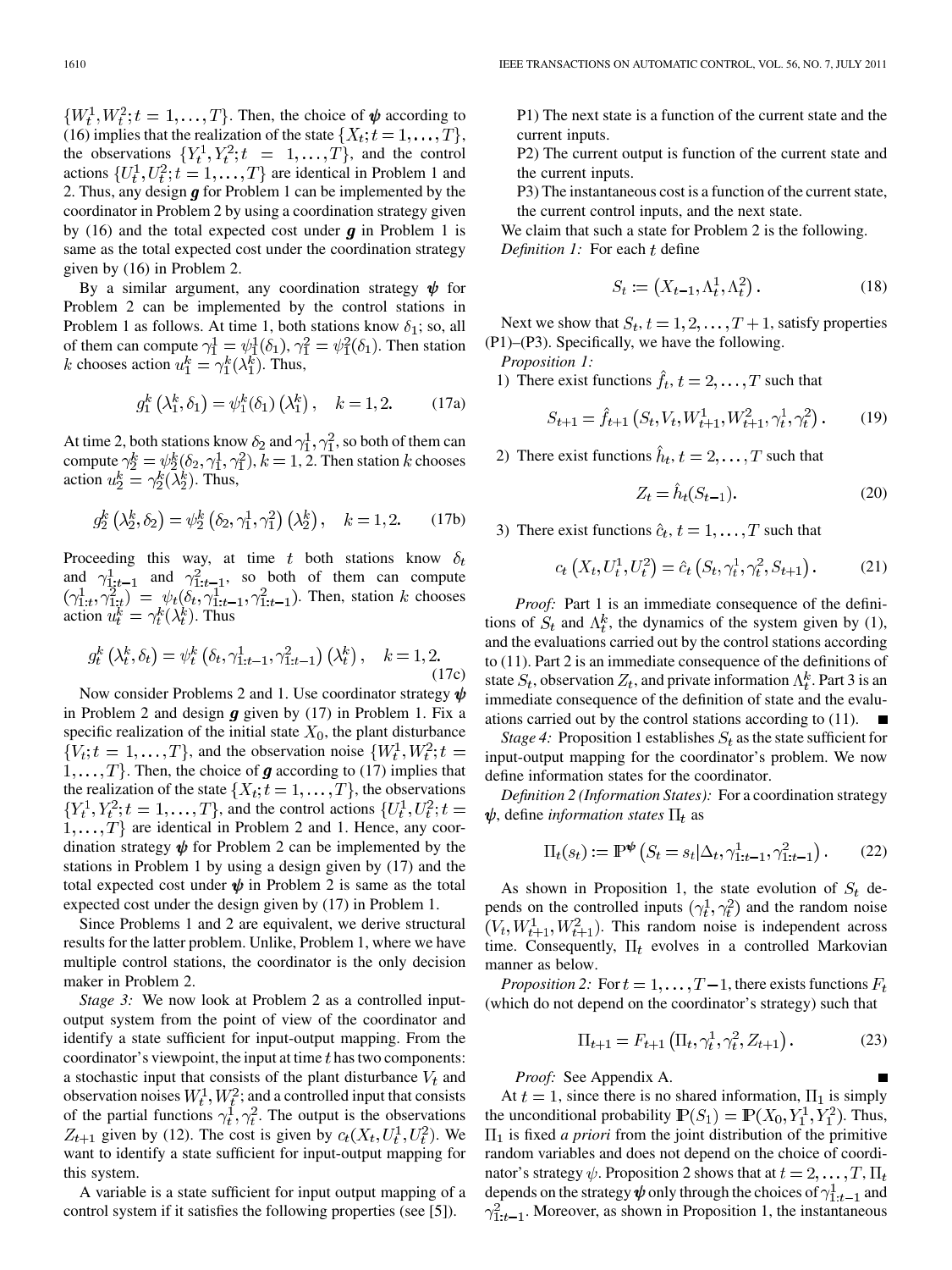$\{W_t^1, W_t^2; t = 1, \ldots, T\}$. Then, the choice of $\boldsymbol{\psi}$ according to (16) implies that the realization of the state $\{X_t; t = 1, \ldots, T\}$, the observations $\{Y_t^1, Y_t^2; t = 1, \ldots, T\}$, and the control actions $\{U_t^1, U_t^2; t = 1, \ldots, T\}$ are identical in Problem 1 and 2. Thus, any design $\boldsymbol{g}$ for Problem 1 can be implemented by the coordinator in Problem 2 by using a coordination strategy given by (16) and the total expected cost under $\boldsymbol{g}$ in Problem 1 is same as the total expected cost under the coordination strategy given by (16) in Problem 2.

By a similar argument, any coordination strategy $\boldsymbol{\psi}$ for Problem 2 can be implemented by the control stations in Problem 1 as follows. At time 1, both stations know $\delta_1$; so, all of them can compute $\gamma_1^1 = \psi_1^1(\delta_1)$, $\gamma_1^2 = \psi_1^2(\delta_1)$. Then station $k$ chooses action $u_1^k = \gamma_1^k(\lambda_1^k)$. Thus,

$$g_1^k\left(\lambda_1^k, \delta_1\right) = \psi_1^k(\delta_1)\left(\lambda_1^k\right), \quad k = 1, 2. \tag{17a}$$

At time 2, both stations know $\delta_2$ and $\gamma_1^1, \gamma_1^2$, so both of them can compute $\gamma_2^k = \psi_2^k(\delta_2, \gamma_1^1, \gamma_1^2)$, $k = 1, 2$. Then station $k$ chooses action $u_2^k = \gamma_2^k(\lambda_2^k)$. Thus,

$$g_2^k\left(\lambda_2^k, \delta_2\right) = \psi_2^k\left(\delta_2, \gamma_1^1, \gamma_1^2\right)\left(\lambda_2^k\right), \quad k = 1, 2. \tag{17b}$$

Proceeding this way, at time $t$ both stations know $\delta_t$ and $\gamma_{1:t-1}^1$ and $\gamma_{1:t-1}^2$, so both of them can compute $(\gamma_{1:t}^1, \gamma_{1:t}^2) = \psi_t(\delta_t, \gamma_{1:t-1}^1, \gamma_{1:t-1}^2)$. Then, station $k$ chooses action $u_t^k = \gamma_t^k(\lambda_t^k)$. Thus

$$g_t^k\left(\lambda_t^k, \delta_t\right) = \psi_t^k\left(\delta_t, \gamma_{1:t-1}^1, \gamma_{1:t-1}^2\right)\left(\lambda_t^k\right), \quad k = 1, 2. \tag{17c}$$

Now consider Problems 2 and 1. Use coordinator strategy $\boldsymbol{\psi}$ in Problem 2 and design $\boldsymbol{g}$ given by (17) in Problem 1. Fix a specific realization of the initial state $X_0$, the plant disturbance $\{V_t; t = 1, \ldots, T\}$, and the observation noise $\{W_t^1, W_t^2; t = 1, \ldots, T\}$. Then, the choice of $\boldsymbol{g}$ according to (17) implies that the realization of the state $\{X_t; t = 1, \ldots, T\}$, the observations $\{Y_t^1, Y_t^2; t = 1, \ldots, T\}$, and the control actions $\{U_t^1, U_t^2; t = 1, \ldots, T\}$ are identical in Problem 2 and 1. Hence, any coordination strategy $\boldsymbol{\psi}$ for Problem 2 can be implemented by the stations in Problem 1 by using a design given by (17) and the total expected cost under $\boldsymbol{\psi}$ in Problem 2 is same as the total expected cost under the design given by (17) in Problem 1.

Since Problems 1 and 2 are equivalent, we derive structural results for the latter problem. Unlike, Problem 1, where we have multiple control stations, the coordinator is the only decision maker in Problem 2.

*Stage 3:* We now look at Problem 2 as a controlled input-output system from the point of view of the coordinator and identify a state sufficient for input-output mapping. From the coordinator's viewpoint, the input at time $t$ has two components: a stochastic input that consists of the plant disturbance $V_t$ and observation noises $W_t^1, W_t^2$; and a controlled input that consists of the partial functions $\gamma_t^1, \gamma_t^2$. The output is the observations $Z_{t+1}$ given by (12). The cost is given by $c_t(X_t, U_t^1, U_t^2)$. We want to identify a state sufficient for input-output mapping for this system.

A variable is a state sufficient for input output mapping of a control system if it satisfies the following properties (see [5]).

P1) The next state is a function of the current state and the current inputs.

P2) The current output is function of the current state and the current inputs.

P3) The instantaneous cost is a function of the current state, the current control inputs, and the next state.

We claim that such a state for Problem 2 is the following.

*Definition 1:* For each $t$ define

$$S_t := \left(X_{t-1}, \Lambda_t^1, \Lambda_t^2\right). \tag{18}$$

Next we show that $S_t$, $t = 1, 2, \ldots, T+1$, satisfy properties (P1)–(P3). Specifically, we have the following.

*Proposition 1:*

1) There exist functions $\hat{f}_t$, $t = 2, \ldots, T$ such that

$$S_{t+1} = \hat{f}_{t+1}\left(S_t, V_t, W_{t+1}^1, W_{t+1}^2, \gamma_t^1, \gamma_t^2\right). \tag{19}$$

2) There exist functions $\hat{h}_t$, $t = 2, \ldots, T$ such that

$$Z_t = \hat{h}_t(S_{t-1}). \tag{20}$$

3) There exist functions $\hat{c}_t$, $t = 1, \ldots, T$ such that

$$c_t\left(X_t, U_t^1, U_t^2\right) = \hat{c}_t\left(S_t, \gamma_t^1, \gamma_t^2, S_{t+1}\right). \tag{21}$$

*Proof:* Part 1 is an immediate consequence of the definitions of $S_t$ and $\Lambda_t^k$, the dynamics of the system given by (1), and the evaluations carried out by the control stations according to (11). Part 2 is an immediate consequence of the definitions of state $S_t$, observation $Z_t$, and private information $\Lambda_t^k$. Part 3 is an immediate consequence of the definition of state and the evaluations carried out by the control stations according to (11). ∎

*Stage 4:* Proposition 1 establishes $S_t$ as the state sufficient for input-output mapping for the coordinator's problem. We now define information states for the coordinator.

*Definition 2 (Information States):* For a coordination strategy $\boldsymbol{\psi}$, define *information states* $\Pi_t$ as

$$\Pi_t(s_t) := \mathbb{P}^{\boldsymbol{\psi}}\left(S_t = s_t | \Delta_t, \gamma_{1:t-1}^1, \gamma_{1:t-1}^2\right). \tag{22}$$

As shown in Proposition 1, the state evolution of $S_t$ depends on the controlled inputs $(\gamma_t^1, \gamma_t^2)$ and the random noise $(V_t, W_{t+1}^1, W_{t+1}^2)$. This random noise is independent across time. Consequently, $\Pi_t$ evolves in a controlled Markovian manner as below.

*Proposition 2:* For $t = 1, \ldots, T-1$, there exists functions $F_t$ (which do not depend on the coordinator's strategy) such that

$$\Pi_{t+1} = F_{t+1}\left(\Pi_t, \gamma_t^1, \gamma_t^2, Z_{t+1}\right). \tag{23}$$

*Proof:* See Appendix A. ∎

At $t = 1$, since there is no shared information, $\Pi_1$ is simply the unconditional probability $\mathbb{P}(S_1) = \mathbb{P}(X_0, Y_1^1, Y_1^2)$. Thus, $\Pi_1$ is fixed *a priori* from the joint distribution of the primitive random variables and does not depend on the choice of coordinator's strategy $\psi$. Proposition 2 shows that at $t = 2, \ldots, T$, $\Pi_t$ depends on the strategy $\boldsymbol{\psi}$ only through the choices of $\gamma_{1:t-1}^1$ and $\gamma_{1:t-1}^2$. Moreover, as shown in Proposition 1, the instantaneous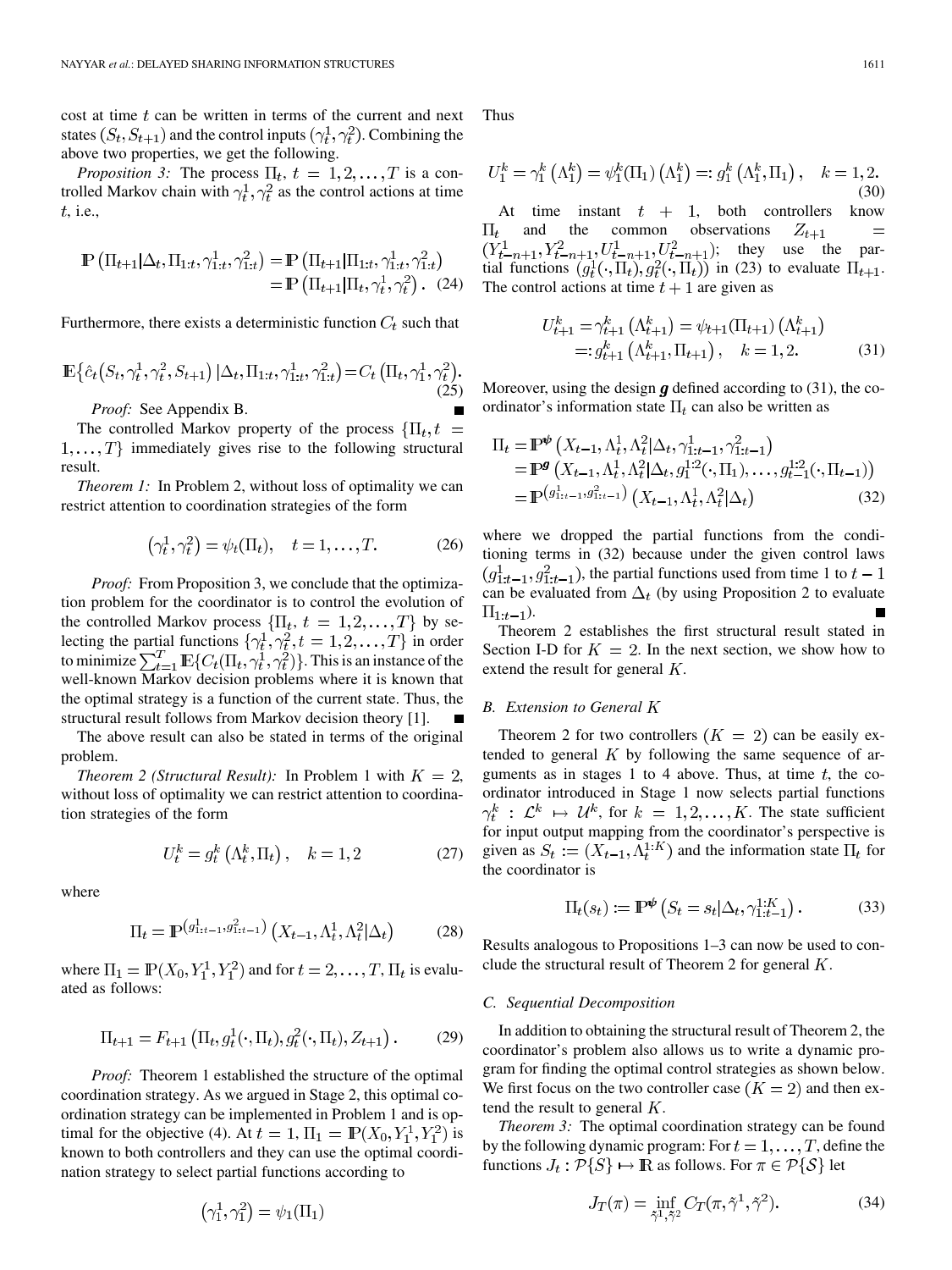cost at time $t$ can be written in terms of the current and next states $(S_t, S_{t+1})$ and the control inputs $(\gamma_t^1, \gamma_t^2)$. Combining the above two properties, we get the following.

*Proposition 3:* The process $\Pi_t$, $t = 1, 2, \ldots, T$ is a controlled Markov chain with $\gamma_t^1, \gamma_t^2$ as the control actions at time $t$, i.e.,

$$\begin{aligned}\mathbb{P}\left(\Pi_{t+1} | \Delta_t, \Pi_{1:t}, \gamma_{1:t}^1, \gamma_{1:t}^2\right) &= \mathbb{P}\left(\Pi_{t+1} | \Pi_{1:t}, \gamma_{1:t}^1, \gamma_{1:t}^2\right) \\ &= \mathbb{P}\left(\Pi_{t+1} | \Pi_t, \gamma_t^1, \gamma_t^2\right). \quad (24)\end{aligned}$$

Furthermore, there exists a deterministic function $C_t$ such that

$$\mathbb{E}\{\hat{c}_t(S_t, \gamma_t^1, \gamma_t^2, S_{t+1}) | \Delta_t, \Pi_{1:t}, \gamma_{1:t}^1, \gamma_{1:t}^2\} = C_t\left(\Pi_t, \gamma_t^1, \gamma_t^2\right). \quad (25)$$

*Proof:* See Appendix B. ■

The controlled Markov property of the process $\{\Pi_t, t = 1, \ldots, T\}$ immediately gives rise to the following structural result.

*Theorem 1:* In Problem 2, without loss of optimality we can restrict attention to coordination strategies of the form

$$\left(\gamma_t^1, \gamma_t^2\right) = \psi_t(\Pi_t), \quad t = 1, \ldots, T. \quad (26)$$

*Proof:* From Proposition 3, we conclude that the optimization problem for the coordinator is to control the evolution of the controlled Markov process $\{\Pi_t, t = 1, 2, \ldots, T\}$ by selecting the partial functions $\{\gamma_t^1, \gamma_t^2, t = 1, 2, \ldots, T\}$ in order to minimize $\sum_{t=1}^{T} \mathbb{E}\{C_t(\Pi_t, \gamma_t^1, \gamma_t^2)\}$. This is an instance of the well-known Markov decision problems where it is known that the optimal strategy is a function of the current state. Thus, the structural result follows from Markov decision theory [1]. ■

The above result can also be stated in terms of the original problem.

*Theorem 2 (Structural Result):* In Problem 1 with $K = 2$, without loss of optimality we can restrict attention to coordination strategies of the form

$$U_t^k = g_t^k\left(\Lambda_t^k, \Pi_t\right), \quad k = 1, 2 \quad (27)$$

where

$$\Pi_t = \mathbb{P}^{(g_{1:t-1}^1, g_{1:t-1}^2)}\left(X_{t-1}, \Lambda_t^1, \Lambda_t^2 | \Delta_t\right) \quad (28)$$

where $\Pi_1 = \mathbb{P}(X_0, Y_1^1, Y_1^2)$ and for $t = 2, \ldots, T$, $\Pi_t$ is evaluated as follows:

$$\Pi_{t+1} = F_{t+1}\left(\Pi_t, g_t^1(\cdot, \Pi_t), g_t^2(\cdot, \Pi_t), Z_{t+1}\right). \quad (29)$$

*Proof:* Theorem 1 established the structure of the optimal coordination strategy. As we argued in Stage 2, this optimal coordination strategy can be implemented in Problem 1 and is optimal for the objective (4). At $t = 1$, $\Pi_1 = \mathbb{P}(X_0, Y_1^1, Y_1^2)$ is known to both controllers and they can use the optimal coordination strategy to select partial functions according to

$$\left(\gamma_1^1, \gamma_1^2\right) = \psi_1(\Pi_1)$$

Thus

$$U_1^k = \gamma_1^k\left(\Lambda_1^k\right) = \psi_1^k(\Pi_1)\left(\Lambda_1^k\right) =: g_1^k\left(\Lambda_1^k, \Pi_1\right), \quad k = 1, 2. \quad (30)$$

At time instant $t+1$, both controllers know $\Pi_t$ and the common observations $Z_{t+1} = (Y_{t-n+1}^1, Y_{t-n+1}^2, U_{t-n+1}^1, U_{t-n+1}^2)$; they use the partial functions $(g_t^1(\cdot, \Pi_t), g_t^2(\cdot, \Pi_t))$ in (23) to evaluate $\Pi_{t+1}$. The control actions at time $t+1$ are given as

$$\begin{aligned}U_{t+1}^k &= \gamma_{t+1}^k\left(\Lambda_{t+1}^k\right) = \psi_{t+1}(\Pi_{t+1})\left(\Lambda_{t+1}^k\right) \\ &=: g_{t+1}^k\left(\Lambda_{t+1}^k, \Pi_{t+1}\right), \quad k = 1, 2. \quad (31)\end{aligned}$$

Moreover, using the design $\boldsymbol{g}$ defined according to (31), the coordinator's information state $\Pi_t$ can also be written as

$$\begin{aligned}\Pi_t &= \mathbb{P}^{\boldsymbol{\psi}}\left(X_{t-1}, \Lambda_t^1, \Lambda_t^2 | \Delta_t, \gamma_{1:t-1}^1, \gamma_{1:t-1}^2\right) \\ &= \mathbb{P}^{\boldsymbol{g}}\left(X_{t-1}, \Lambda_t^1, \Lambda_t^2 | \Delta_t, g_1^{1:2}(\cdot, \Pi_1), \ldots, g_{t-1}^{1:2}(\cdot, \Pi_{t-1})\right) \\ &= \mathbb{P}^{(g_{1:t-1}^1, g_{1:t-1}^2)}\left(X_{t-1}, \Lambda_t^1, \Lambda_t^2 | \Delta_t\right) \quad (32)\end{aligned}$$

where we dropped the partial functions from the conditioning terms in (32) because under the given control laws $(g_{1:t-1}^1, g_{1:t-1}^2)$, the partial functions used from time 1 to $t-1$ can be evaluated from $\Delta_t$ (by using Proposition 2 to evaluate $\Pi_{1:t-1}$). ■

Theorem 2 establishes the first structural result stated in Section I-D for $K = 2$. In the next section, we show how to extend the result for general $K$.

### B. Extension to General $K$

Theorem 2 for two controllers ($K = 2$) can be easily extended to general $K$ by following the same sequence of arguments as in stages 1 to 4 above. Thus, at time $t$, the coordinator introduced in Stage 1 now selects partial functions $\gamma_t^k : \mathcal{L}^k \mapsto \mathcal{U}^k$, for $k = 1, 2, \ldots, K$. The state sufficient for input output mapping from the coordinator's perspective is given as $S_t := (X_{t-1}, \Lambda_t^{1:K})$ and the information state $\Pi_t$ for the coordinator is

$$\Pi_t(s_t) := \mathbb{P}^{\boldsymbol{\psi}}\left(S_t = s_t | \Delta_t, \gamma_{1:t-1}^{1:K}\right). \quad (33)$$

Results analogous to Propositions 1–3 can now be used to conclude the structural result of Theorem 2 for general $K$.

### C. Sequential Decomposition

In addition to obtaining the structural result of Theorem 2, the coordinator's problem also allows us to write a dynamic program for finding the optimal control strategies as shown below. We first focus on the two controller case ($K = 2$) and then extend the result to general $K$.

*Theorem 3:* The optimal coordination strategy can be found by the following dynamic program: For $t = 1, \ldots, T$, define the functions $J_t : \mathcal{P}\{S\} \mapsto \mathbb{R}$ as follows. For $\pi \in \mathcal{P}\{\mathcal{S}\}$ let

$$J_T(\pi) = \inf_{\tilde{\gamma}^1, \tilde{\gamma}^2} C_T(\pi, \tilde{\gamma}^1, \tilde{\gamma}^2). \quad (34)$$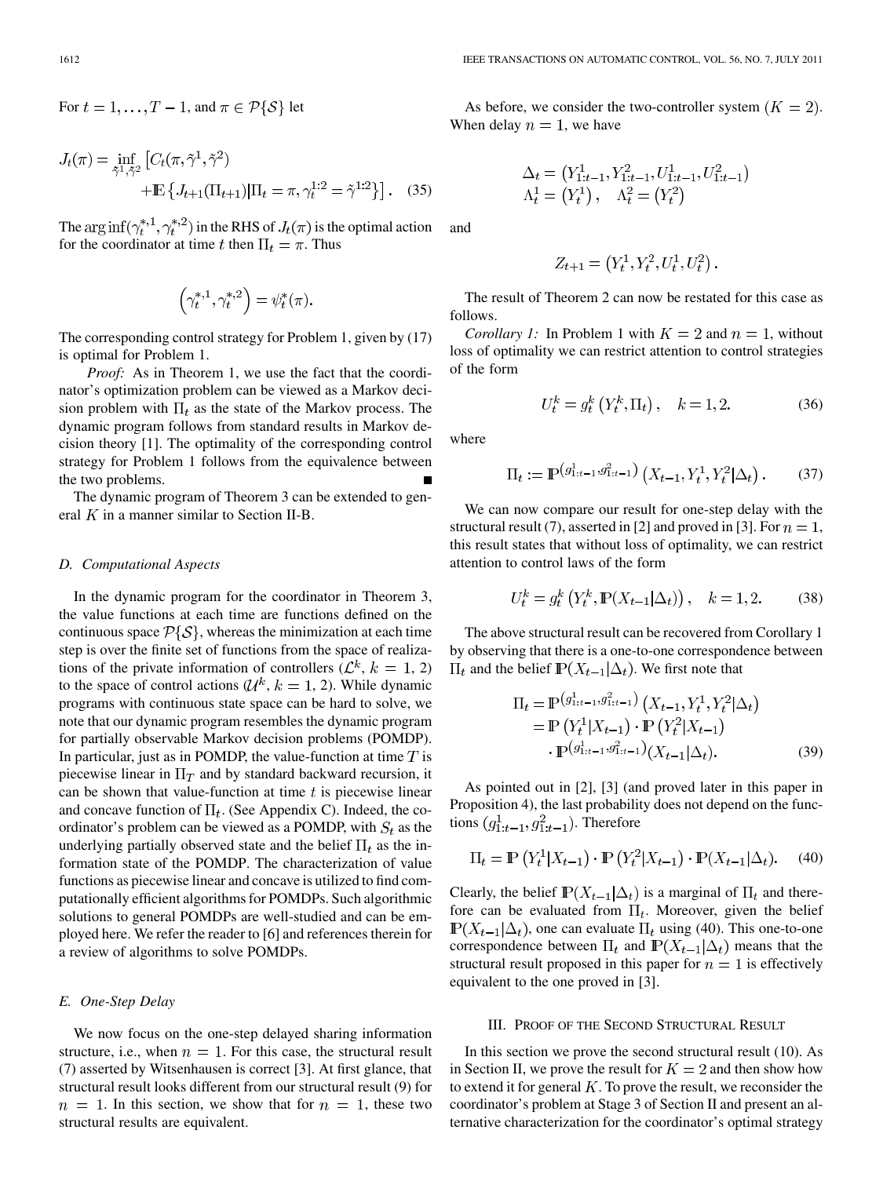For $t = 1, \ldots, T-1$, and $\pi \in \mathcal{P}\{\mathcal{S}\}$ let

$$J_t(\pi) = \inf_{\tilde{\gamma}^1, \tilde{\gamma}^2} \left[ C_t(\pi, \tilde{\gamma}^1, \tilde{\gamma}^2) + \mathbb{E}\left\{ J_{t+1}(\Pi_{t+1}) | \Pi_t = \pi, \gamma_t^{1:2} = \tilde{\gamma}^{1:2} \right\} \right]. \quad (35)$$

The $\arg\inf(\gamma_t^{*,1}, \gamma_t^{*,2})$ in the RHS of $J_t(\pi)$ is the optimal action for the coordinator at time $t$ then $\Pi_t = \pi$. Thus

$$\left( \gamma_t^{*,1}, \gamma_t^{*,2} \right) = \psi_t^*(\pi).$$

The corresponding control strategy for Problem 1, given by (17) is optimal for Problem 1.

*Proof:* As in Theorem 1, we use the fact that the coordinator's optimization problem can be viewed as a Markov decision problem with $\Pi_t$ as the state of the Markov process. The dynamic program follows from standard results in Markov decision theory [1]. The optimality of the corresponding control strategy for Problem 1 follows from the equivalence between the two problems. ∎

The dynamic program of Theorem 3 can be extended to general $K$ in a manner similar to Section II-B.

### D. Computational Aspects

In the dynamic program for the coordinator in Theorem 3, the value functions at each time are functions defined on the continuous space $\mathcal{P}\{\mathcal{S}\}$, whereas the minimization at each time step is over the finite set of functions from the space of realizations of the private information of controllers ($\mathcal{L}^k$, $k = 1, 2$) to the space of control actions ($\mathcal{U}^k$, $k = 1, 2$). While dynamic programs with continuous state space can be hard to solve, we note that our dynamic program resembles the dynamic program for partially observable Markov decision problems (POMDP). In particular, just as in POMDP, the value-function at time $T$ is piecewise linear in $\Pi_T$ and by standard backward recursion, it can be shown that value-function at time $t$ is piecewise linear and concave function of $\Pi_t$. (See Appendix C). Indeed, the coordinator's problem can be viewed as a POMDP, with $S_t$ as the underlying partially observed state and the belief $\Pi_t$ as the information state of the POMDP. The characterization of value functions as piecewise linear and concave is utilized to find computationally efficient algorithms for POMDPs. Such algorithmic solutions to general POMDPs are well-studied and can be employed here. We refer the reader to [6] and references therein for a review of algorithms to solve POMDPs.

### E. One-Step Delay

We now focus on the one-step delayed sharing information structure, i.e., when $n = 1$. For this case, the structural result (7) asserted by Witsenhausen is correct [3]. At first glance, that structural result looks different from our structural result (9) for $n = 1$. In this section, we show that for $n = 1$, these two structural results are equivalent.

As before, we consider the two-controller system ($K = 2$). When delay $n = 1$, we have

$$\Delta_t = \left( Y_{1:t-1}^1, Y_{1:t-1}^2, U_{1:t-1}^1, U_{1:t-1}^2 \right)$$
$$\Lambda_t^1 = \left( Y_t^1 \right), \quad \Lambda_t^2 = \left( Y_t^2 \right)$$

and

$$Z_{t+1} = \left( Y_t^1, Y_t^2, U_t^1, U_t^2 \right).$$

The result of Theorem 2 can now be restated for this case as follows.

*Corollary 1:* In Problem 1 with $K = 2$ and $n = 1$, without loss of optimality we can restrict attention to control strategies of the form

$$U_t^k = g_t^k \left( Y_t^k, \Pi_t \right), \quad k = 1, 2. \quad (36)$$

where

$$\Pi_t := \mathbb{P}^{(g_{1:t-1}^1, g_{1:t-1}^2)} \left( X_{t-1}, Y_t^1, Y_t^2 | \Delta_t \right). \quad (37)$$

We can now compare our result for one-step delay with the structural result (7), asserted in [2] and proved in [3]. For $n = 1$, this result states that without loss of optimality, we can restrict attention to control laws of the form

$$U_t^k = g_t^k \left( Y_t^k, \mathbb{P}(X_{t-1} | \Delta_t) \right), \quad k = 1, 2. \quad (38)$$

The above structural result can be recovered from Corollary 1 by observing that there is a one-to-one correspondence between $\Pi_t$ and the belief $\mathbb{P}(X_{t-1} | \Delta_t)$. We first note that

$$\begin{aligned} \Pi_t &= \mathbb{P}^{(g_{1:t-1}^1, g_{1:t-1}^2)} \left( X_{t-1}, Y_t^1, Y_t^2 | \Delta_t \right) \\ &= \mathbb{P}\left( Y_t^1 | X_{t-1} \right) \cdot \mathbb{P}\left( Y_t^2 | X_{t-1} \right) \\ &\quad \cdot \mathbb{P}^{(g_{1:t-1}^1, g_{1:t-1}^2)} (X_{t-1} | \Delta_t). \end{aligned} \quad (39)$$

As pointed out in [2], [3] (and proved later in this paper in Proposition 4), the last probability does not depend on the functions $(g_{1:t-1}^1, g_{1:t-1}^2)$. Therefore

$$\Pi_t = \mathbb{P}\left( Y_t^1 | X_{t-1} \right) \cdot \mathbb{P}\left( Y_t^2 | X_{t-1} \right) \cdot \mathbb{P}(X_{t-1} | \Delta_t). \quad (40)$$

Clearly, the belief $\mathbb{P}(X_{t-1} | \Delta_t)$ is a marginal of $\Pi_t$ and therefore can be evaluated from $\Pi_t$. Moreover, given the belief $\mathbb{P}(X_{t-1} | \Delta_t)$, one can evaluate $\Pi_t$ using (40). This one-to-one correspondence between $\Pi_t$ and $\mathbb{P}(X_{t-1} | \Delta_t)$ means that the structural result proposed in this paper for $n = 1$ is effectively equivalent to the one proved in [3].

## III. Proof of the Second Structural Result

In this section we prove the second structural result (10). As in Section II, we prove the result for $K = 2$ and then show how to extend it for general $K$. To prove the result, we reconsider the coordinator's problem at Stage 3 of Section II and present an alternative characterization for the coordinator's optimal strategy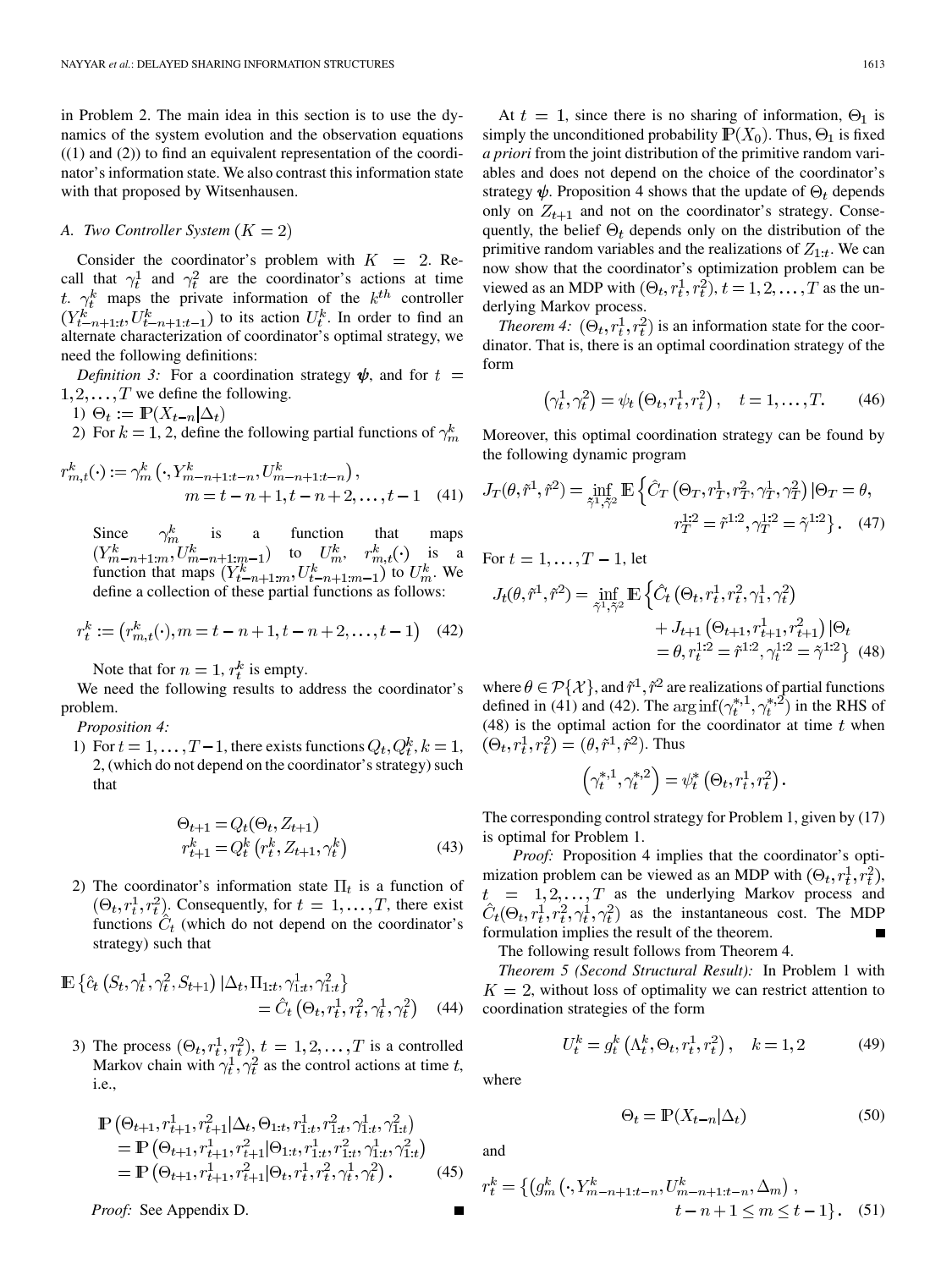in Problem 2. The main idea in this section is to use the dynamics of the system evolution and the observation equations ((1) and (2)) to find an equivalent representation of the coordinator's information state. We also contrast this information state with that proposed by Witsenhausen.

### A. Two Controller System ($K = 2$)

Consider the coordinator's problem with $K = 2$. Recall that $\gamma_t^1$ and $\gamma_t^2$ are the coordinator's actions at time $t$. $\gamma_t^k$ maps the private information of the $k^{th}$ controller $(Y^k_{t-n+1:t}, U^k_{t-n+1:t-1})$ to its action $U_t^k$. In order to find an alternate characterization of coordinator's optimal strategy, we need the following definitions:

*Definition 3:* For a coordination strategy $\boldsymbol{\psi}$, and for $t = 1, 2, \ldots, T$ we define the following.

1) $\Theta_t := \mathbb{P}(X_{t-n} | \Delta_t)$

2) For $k = 1, 2$, define the following partial functions of $\gamma_m^k$

$$r^k_{m,t}(\cdot) := \gamma^k_m\left(\cdot, Y^k_{m-n+1:t-n}, U^k_{m-n+1:t-n}\right), \quad m = t-n+1, t-n+2, \ldots, t-1 \quad (41)$$

Since $\gamma_m^k$ is a function that maps $(Y^k_{m-n+1:m}, U^k_{m-n+1:m-1})$ to $U^k_m$, $r^k_{m,t}(\cdot)$ is a function that maps $(Y^k_{t-n+1:m}, U^k_{t-n+1:m-1})$ to $U^k_m$. We define a collection of these partial functions as follows:

$$r_t^k := \left(r^k_{m,t}(\cdot), m = t-n+1, t-n+2, \ldots, t-1\right) \quad (42)$$

Note that for $n = 1$, $r_t^k$ is empty.

We need the following results to address the coordinator's problem.

*Proposition 4:*

1) For $t = 1, \ldots, T-1$, there exists functions $Q_t, Q_t^k, k = 1, 2$, (which do not depend on the coordinator's strategy) such that

$$\begin{aligned}\Theta_{t+1} &= Q_t(\Theta_t, Z_{t+1})\\ r^k_{t+1} &= Q^k_t\left(r^k_t, Z_{t+1}, \gamma^k_t\right)\end{aligned} \quad (43)$$

2) The coordinator's information state $\Pi_t$ is a function of $(\Theta_t, r_t^1, r_t^2)$. Consequently, for $t = 1, \ldots, T$, there exist functions $\hat{C}_t$ (which do not depend on the coordinator's strategy) such that

$$\mathbb{E}\left\{\hat{c}_t\left(S_t, \gamma^1_t, \gamma^2_t, S_{t+1}\right) | \Delta_t, \Pi_{1:t}, \gamma^1_{1:t}, \gamma^2_{1:t}\right\} = \hat{C}_t\left(\Theta_t, r^1_t, r^2_t, \gamma^1_t, \gamma^2_t\right) \quad (44)$$

3) The process $(\Theta_t, r_t^1, r_t^2)$, $t = 1, 2, \ldots, T$ is a controlled Markov chain with $\gamma_t^1, \gamma_t^2$ as the control actions at time $t$, i.e.,

$$\begin{aligned}&\mathbb{P}\left(\Theta_{t+1}, r^1_{t+1}, r^2_{t+1} | \Delta_t, \Theta_{1:t}, r^1_{1:t}, r^2_{1:t}, \gamma^1_{1:t}, \gamma^2_{1:t}\right)\\ &= \mathbb{P}\left(\Theta_{t+1}, r^1_{t+1}, r^2_{t+1} | \Theta_{1:t}, r^1_{1:t}, r^2_{1:t}, \gamma^1_{1:t}, \gamma^2_{1:t}\right)\\ &= \mathbb{P}\left(\Theta_{t+1}, r^1_{t+1}, r^2_{t+1} | \Theta_t, r^1_t, r^2_t, \gamma^1_t, \gamma^2_t\right).\end{aligned} \quad (45)$$

*Proof:* See Appendix D. ■

At $t = 1$, since there is no sharing of information, $\Theta_1$ is simply the unconditioned probability $\mathbb{P}(X_0)$. Thus, $\Theta_1$ is fixed *a priori* from the joint distribution of the primitive random variables and does not depend on the choice of the coordinator's strategy $\boldsymbol{\psi}$. Proposition 4 shows that the update of $\Theta_t$ depends only on $Z_{t+1}$ and not on the coordinator's strategy. Consequently, the belief $\Theta_t$ depends only on the distribution of the primitive random variables and the realizations of $Z_{1:t}$. We can now show that the coordinator's optimization problem can be viewed as an MDP with $(\Theta_t, r_t^1, r_t^2)$, $t = 1, 2, \ldots, T$ as the underlying Markov process.

*Theorem 4:* $(\Theta_t, r_t^1, r_t^2)$ is an information state for the coordinator. That is, there is an optimal coordination strategy of the form

$$\left(\gamma^1_t, \gamma^2_t\right) = \psi_t\left(\Theta_t, r^1_t, r^2_t\right), \quad t = 1, \ldots, T. \quad (46)$$

Moreover, this optimal coordination strategy can be found by the following dynamic program

$$J_T(\theta, \tilde{r}^1, \tilde{r}^2) = \inf_{\tilde{\gamma}^1, \tilde{\gamma}^2} \mathbb{E}\left\{\hat{C}_T\left(\Theta_T, r^1_T, r^2_T, \gamma^1_T, \gamma^2_T\right) | \Theta_T = \theta, r^{1:2}_T = \tilde{r}^{1:2}, \gamma^{1:2}_T = \tilde{\gamma}^{1:2}\right\}. \quad (47)$$

For $t = 1, \ldots, T-1$, let

$$\begin{aligned}J_t(\theta, \tilde{r}^1, \tilde{r}^2) = \inf_{\tilde{\gamma}^1, \tilde{\gamma}^2} \mathbb{E}\Big\{&\hat{C}_t\left(\Theta_t, r^1_t, r^2_t, \gamma^1_t, \gamma^2_t\right)\\ &+ J_{t+1}\left(\Theta_{t+1}, r^1_{t+1}, r^2_{t+1}\right) | \Theta_t = \theta, r^{1:2}_t = \tilde{r}^{1:2}, \gamma^{1:2}_t = \tilde{\gamma}^{1:2}\Big\}\end{aligned} \quad (48)$$

where $\theta \in \mathcal{P}\{\mathcal{X}\}$, and $\tilde{r}^1, \tilde{r}^2$ are realizations of partial functions defined in (41) and (42). The $\arg\inf(\gamma_t^{*,1}, \gamma_t^{*,2})$ in the RHS of (48) is the optimal action for the coordinator at time $t$ when $(\Theta_t, r_t^1, r_t^2) = (\theta, \tilde{r}^1, \tilde{r}^2)$. Thus

$$\left(\gamma^{*,1}_t, \gamma^{*,2}_t\right) = \psi^*_t\left(\Theta_t, r^1_t, r^2_t\right).$$

The corresponding control strategy for Problem 1, given by (17) is optimal for Problem 1.

*Proof:* Proposition 4 implies that the coordinator's optimization problem can be viewed as an MDP with $(\Theta_t, r_t^1, r_t^2)$, $t = 1, 2, \ldots, T$ as the underlying Markov process and $\hat{C}_t(\Theta_t, r_t^1, r_t^2, \gamma_t^1, \gamma_t^2)$ as the instantaneous cost. The MDP formulation implies the result of the theorem. ■

The following result follows from Theorem 4.

*Theorem 5 (Second Structural Result):* In Problem 1 with $K = 2$, without loss of optimality we can restrict attention to coordination strategies of the form

$$U^k_t = g^k_t\left(\Lambda^k_t, \Theta_t, r^1_t, r^2_t\right), \quad k = 1, 2 \quad (49)$$

where

$$\Theta_t = \mathbb{P}(X_{t-n} | \Delta_t) \quad (50)$$

and

$$r^k_t = \left\{\left(g^k_m\left(\cdot, Y^k_{m-n+1:t-n}, U^k_{m-n+1:t-n}, \Delta_m\right), t-n+1 \leq m \leq t-1\right\}. \quad (51)$$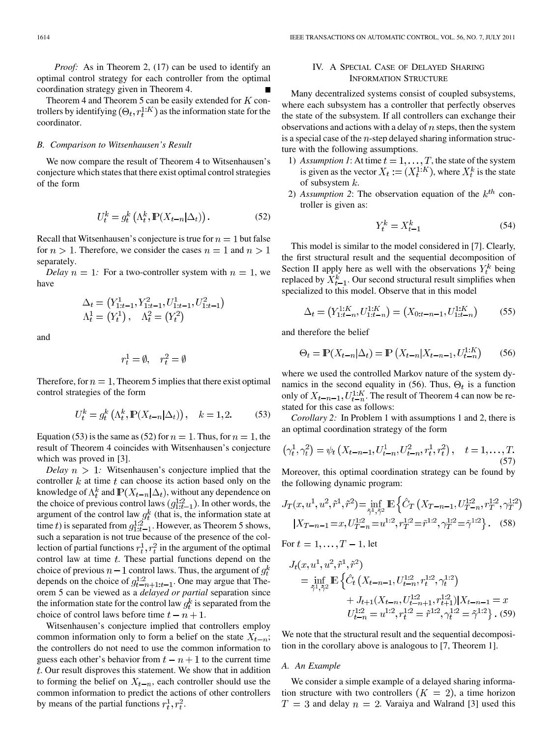*Proof:* As in Theorem 2, (17) can be used to identify an optimal control strategy for each controller from the optimal coordination strategy given in Theorem 4. ∎

Theorem 4 and Theorem 5 can be easily extended for $K$ controllers by identifying $(\Theta_t, r_t^{1:K})$ as the information state for the coordinator.

### B. Comparison to Witsenhausen's Result

We now compare the result of Theorem 4 to Witsenhausen's conjecture which states that there exist optimal control strategies of the form

$$U_t^k = g_t^k\left(\Lambda_t^k, \mathbb{P}(X_{t-n}|\Delta_t)\right). \tag{52}$$

Recall that Witsenhausen's conjecture is true for $n = 1$ but false for $n > 1$. Therefore, we consider the cases $n = 1$ and $n > 1$ separately.

*Delay $n = 1$:* For a two-controller system with $n = 1$, we have

$$\Delta_t = \left(Y_{1:t-1}^1, Y_{1:t-1}^2, U_{1:t-1}^1, U_{1:t-1}^2\right)$$
$$\Lambda_t^1 = \left(Y_t^1\right), \quad \Lambda_t^2 = \left(Y_t^2\right)$$

and

$$r_t^1 = \emptyset, \quad r_t^2 = \emptyset$$

Therefore, for $n = 1$, Theorem 5 implies that there exist optimal control strategies of the form

$$U_t^k = g_t^k\left(\Lambda_t^k, \mathbb{P}(X_{t-n}|\Delta_t)\right), \quad k = 1, 2. \tag{53}$$

Equation (53) is the same as (52) for $n = 1$. Thus, for $n = 1$, the result of Theorem 4 coincides with Witsenhausen's conjecture which was proved in [3].

*Delay $n > 1$:* Witsenhausen's conjecture implied that the controller $k$ at time $t$ can choose its action based only on the knowledge of $\Lambda_t^k$ and $\mathbb{P}(X_{t-n}|\Delta_t)$, without any dependence on the choice of previous control laws $(g_{1:t-1}^{1:2})$. In other words, the argument of the control law $g_t^k$ (that is, the information state at time $t$) is separated from $g_{1:t-1}^{1:2}$. However, as Theorem 5 shows, such a separation is not true because of the presence of the collection of partial functions $r_t^1, r_t^2$ in the argument of the optimal control law at time $t$. These partial functions depend on the choice of previous $n-1$ control laws. Thus, the argument of $g_t^k$ depends on the choice of $g_{t-n+1:t-1}^{1:2}$. One may argue that Theorem 5 can be viewed as a *delayed or partial* separation since the information state for the control law $g_t^k$ is separated from the choice of control laws before time $t - n + 1$.

Witsenhausen's conjecture implied that controllers employ common information only to form a belief on the state $X_{t-n}$; the controllers do not need to use the common information to guess each other's behavior from $t - n + 1$ to the current time $t$. Our result disproves this statement. We show that in addition to forming the belief on $X_{t-n}$, each controller should use the common information to predict the actions of other controllers by means of the partial functions $r_t^1, r_t^2$.

## IV. A Special Case of Delayed Sharing Information Structure

Many decentralized systems consist of coupled subsystems, where each subsystem has a controller that perfectly observes the state of the subsystem. If all controllers can exchange their observations and actions with a delay of $n$ steps, then the system is a special case of the $n$-step delayed sharing information structure with the following assumptions.

1) *Assumption 1*: At time $t = 1, \ldots, T$, the state of the system is given as the vector $X_t := (X_t^{1:K})$, where $X_t^k$ is the state of subsystem $k$.
2) *Assumption 2*: The observation equation of the $k^{th}$ controller is given as:

$$Y_t^k = X_{t-1}^k \tag{54}$$

This model is similar to the model considered in [7]. Clearly, the first structural result and the sequential decomposition of Section II apply here as well with the observations $Y_t^k$ being replaced by $X_{t-1}^k$. Our second structural result simplifies when specialized to this model. Observe that in this model

$$\Delta_t = \left(Y_{1:t-n}^{1:K}, U_{1:t-n}^{1:K}\right) = \left(X_{0:t-n-1}, U_{1:t-n}^{1:K}\right) \tag{55}$$

and therefore the belief

$$\Theta_t = \mathbb{P}(X_{t-n}|\Delta_t) = \mathbb{P}\left(X_{t-n}|X_{t-n-1}, U_{t-n}^{1:K}\right) \tag{56}$$

where we used the controlled Markov nature of the system dynamics in the second equality in (56). Thus, $\Theta_t$ is a function only of $X_{t-n-1}, U_{t-n}^{1:K}$. The result of Theorem 4 can now be restated for this case as follows:

*Corollary 2:* In Problem 1 with assumptions 1 and 2, there is an optimal coordination strategy of the form

$$\left(\gamma_t^1, \gamma_t^2\right) = \psi_t\left(X_{t-n-1}, U_{t-n}^1, U_{t-n}^2, r_t^1, r_t^2\right), \quad t = 1, \ldots, T. \tag{57}$$

Moreover, this optimal coordination strategy can be found by the following dynamic program:

$$J_T(x, u^1, u^2, \tilde{r}^1, \tilde{r}^2) = \inf_{\tilde{\gamma}^1, \tilde{\gamma}^2} \mathbb{E}\Big\{\hat{C}_T\left(X_{T-n-1}, U_{T-n}^{1:2}, r_T^{1:2}, \gamma_T^{1:2}\right)$$
$$|X_{T-n-1} = x, U_{T-n}^{1:2} = u^{1:2}, r_T^{1:2} = \tilde{r}^{1:2}, \gamma_T^{1:2} = \tilde{\gamma}^{1:2}\Big\}. \tag{58}$$

For $t = 1, \ldots, T-1$, let

$$J_t(x, u^1, u^2, \tilde{r}^1, \tilde{r}^2)$$
$$= \inf_{\tilde{\gamma}^1, \tilde{\gamma}^2} \mathbb{E}\Big\{\hat{C}_t\left(X_{t-n-1}, U_{t-n}^{1:2}, r_t^{1:2}, \gamma_t^{1:2}\right)$$
$$+ J_{t+1}(X_{t-n}, U_{t-n+1}^{1:2}, r_{t+1}^{1:2})|X_{t-n-1} = x$$
$$U_{t-n}^{1:2} = u^{1:2}, r_t^{1:2} = \tilde{r}^{1:2}, \gamma_t^{1:2} = \tilde{\gamma}^{1:2}\Big\}. \tag{59}$$

We note that the structural result and the sequential decomposition in the corollary above is analogous to [7, Theorem 1].

### A. An Example

We consider a simple example of a delayed sharing information structure with two controllers ($K = 2$), a time horizon $T = 3$ and delay $n = 2$. Varaiya and Walrand [3] used this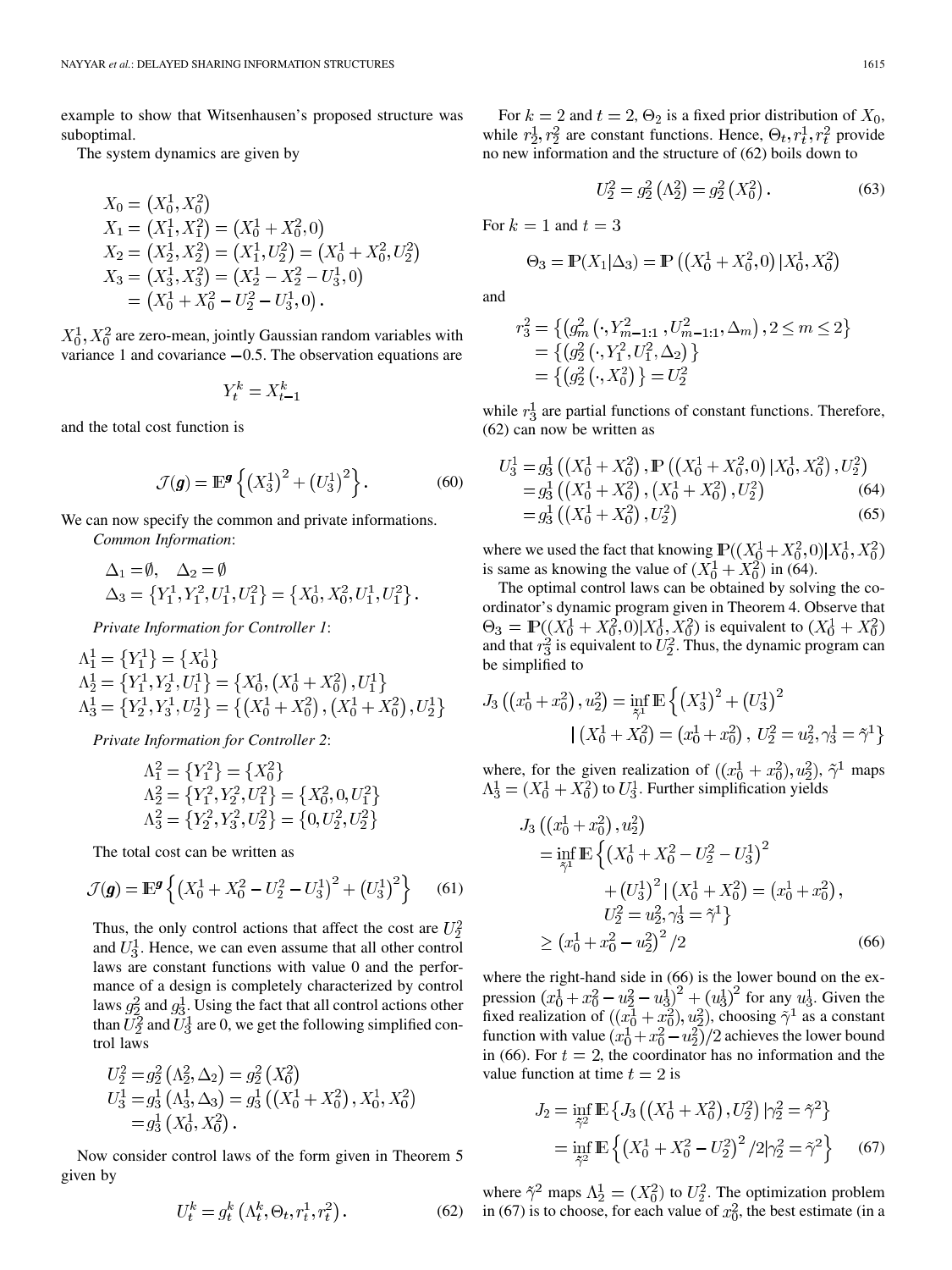example to show that Witsenhausen's proposed structure was suboptimal.

The system dynamics are given by

$$
\begin{aligned}
X_0 &= \left(X_0^1, X_0^2\right) \\
X_1 &= \left(X_1^1, X_1^2\right) = \left(X_0^1 + X_0^2, 0\right) \\
X_2 &= \left(X_2^1, X_2^2\right) = \left(X_1^1, U_2^2\right) = \left(X_0^1 + X_0^2, U_2^2\right) \\
X_3 &= \left(X_3^1, X_3^2\right) = \left(X_2^1 - X_2^2 - U_3^1, 0\right) \\
&= \left(X_0^1 + X_0^2 - U_2^2 - U_3^1, 0\right).
\end{aligned}
$$

$X_0^1, X_0^2$ are zero-mean, jointly Gaussian random variables with variance 1 and covariance $-0.5$. The observation equations are

$$
Y_t^k = X_{t-1}^k
$$

and the total cost function is

$$
\mathcal{J}(\boldsymbol{g}) = \mathbb{E}^{\boldsymbol{g}} \left\{ \left(X_3^1\right)^2 + \left(U_3^1\right)^2 \right\}. \tag{60}
$$

We can now specify the common and private informations.

*Common Information*:

$$
\begin{aligned}
\Delta_1 &= \emptyset, \quad \Delta_2 = \emptyset \\
\Delta_3 &= \left\{Y_1^1, Y_1^2, U_1^1, U_1^2\right\} = \left\{X_0^1, X_0^2, U_1^1, U_1^2\right\}.
\end{aligned}
$$

*Private Information for Controller 1*:

$$
\begin{aligned}
\Lambda_1^1 &= \left\{Y_1^1\right\} = \left\{X_0^1\right\} \\
\Lambda_2^1 &= \left\{Y_1^1, Y_2^1, U_1^1\right\} = \left\{X_0^1, \left(X_0^1 + X_0^2\right), U_1^1\right\} \\
\Lambda_3^1 &= \left\{Y_2^1, Y_3^1, U_2^1\right\} = \left\{\left(X_0^1 + X_0^2\right), \left(X_0^1 + X_0^2\right), U_2^1\right\}
\end{aligned}
$$

*Private Information for Controller 2*:

$$
\begin{aligned}
\Lambda_1^2 &= \left\{Y_1^2\right\} = \left\{X_0^2\right\} \\
\Lambda_2^2 &= \left\{Y_1^2, Y_2^2, U_1^2\right\} = \left\{X_0^2, 0, U_1^2\right\} \\
\Lambda_3^2 &= \left\{Y_2^2, Y_3^2, U_2^2\right\} = \left\{0, U_2^2, U_2^2\right\}
\end{aligned}
$$

The total cost can be written as

$$
\mathcal{J}(\boldsymbol{g}) = \mathbb{E}^{\boldsymbol{g}} \left\{ \left(X_0^1 + X_0^2 - U_2^2 - U_3^1\right)^2 + \left(U_3^1\right)^2 \right\} \tag{61}
$$

Thus, the only control actions that affect the cost are $U_2^2$ and $U_3^1$. Hence, we can even assume that all other control laws are constant functions with value 0 and the performance of a design is completely characterized by control laws $g_2^2$ and $g_3^1$. Using the fact that all control actions other than $U_2^2$ and $U_3^1$ are 0, we get the following simplified control laws

$$
\begin{aligned}
U_2^2 &= g_2^2\left(\Lambda_2^2, \Delta_2\right) = g_2^2\left(X_0^2\right) \\
U_3^1 &= g_3^1\left(\Lambda_3^1, \Delta_3\right) = g_3^1\left(\left(X_0^1 + X_0^2\right), X_0^1, X_0^2\right) \\
&= g_3^1\left(X_0^1, X_0^2\right).
\end{aligned}
$$

Now consider control laws of the form given in Theorem 5 given by

$$
U_t^k = g_t^k\left(\Lambda_t^k, \Theta_t, r_t^1, r_t^2\right). \tag{62}
$$

For $k=2$ and $t=2$, $\Theta_2$ is a fixed prior distribution of $X_0$, while $r_2^1, r_2^2$ are constant functions. Hence, $\Theta_t, r_t^1, r_t^2$ provide no new information and the structure of (62) boils down to

$$
U_2^2 = g_2^2\left(\Lambda_2^2\right) = g_2^2\left(X_0^2\right). \tag{63}
$$

For $k=1$ and $t=3$

$$
\Theta_3 = \mathbb{P}(X_1|\Delta_3) = \mathbb{P}\left(\left(X_0^1 + X_0^2, 0\right)|X_0^1, X_0^2\right)
$$

and

$$
\begin{aligned}
r_3^2 &= \left\{\left(g_m^2\left(\cdot, Y_{m-1:1}^2, U_{m-1:1}^2, \Delta_m\right), 2 \leq m \leq 2\right\} \\
&= \left\{\left(g_2^2\left(\cdot, Y_1^2, U_1^2, \Delta_2\right)\right\} \\
&= \left\{\left(g_2^2\left(\cdot, X_0^2\right)\right\} = U_2^2
\end{aligned}
$$

while $r_3^1$ are partial functions of constant functions. Therefore, (62) can now be written as

$$
\begin{aligned}
U_3^1 &= g_3^1\left(\left(X_0^1 + X_0^2\right), \mathbb{P}\left(\left(X_0^1 + X_0^2, 0\right)|X_0^1, X_0^2\right), U_2^2\right) \\
&= g_3^1\left(\left(X_0^1 + X_0^2\right), \left(X_0^1 + X_0^2\right), U_2^2\right) \qquad (64) \\
&= g_3^1\left(\left(X_0^1 + X_0^2\right), U_2^2\right) \qquad (65)
\end{aligned}
$$

where we used the fact that knowing $\mathbb{P}((X_0^1 + X_0^2, 0)|X_0^1, X_0^2)$ is same as knowing the value of $(X_0^1 + X_0^2)$ in (64).

The optimal control laws can be obtained by solving the coordinator's dynamic program given in Theorem 4. Observe that $\Theta_3 = \mathbb{P}((X_0^1 + X_0^2, 0)|X_0^1, X_0^2)$ is equivalent to $(X_0^1 + X_0^2)$ and that $r_3^2$ is equivalent to $U_2^2$. Thus, the dynamic program can be simplified to

$$
J_3\left(\left(x_0^1 + x_0^2\right), u_2^2\right) = \inf_{\tilde{\gamma}^1} \mathbb{E}\left\{\left(X_3^1\right)^2 + \left(U_3^1\right)^2 \,\middle|\, \left(X_0^1 + X_0^2\right) = \left(x_0^1 + x_0^2\right),\ U_2^2 = u_2^2, \gamma_3^1 = \tilde{\gamma}^1\right\}
$$

where, for the given realization of $((x_0^1 + x_0^2), u_2^2)$, $\tilde{\gamma}^1$ maps $\Lambda_3^1 = (X_0^1 + X_0^2)$ to $U_3^1$. Further simplification yields

$$
\begin{aligned}
J_3&\left(\left(x_0^1 + x_0^2\right), u_2^2\right) \\
&= \inf_{\tilde{\gamma}^1} \mathbb{E}\left\{\left(X_0^1 + X_0^2 - U_2^2 - U_3^1\right)^2 + \left(U_3^1\right)^2 \,\middle|\, \left(X_0^1 + X_0^2\right) = \left(x_0^1 + x_0^2\right), U_2^2 = u_2^2, \gamma_3^1 = \tilde{\gamma}^1\right\} \\
&\geq \left(x_0^1 + x_0^2 - u_2^2\right)^2 / 2 \qquad (66)
\end{aligned}
$$

where the right-hand side in (66) is the lower bound on the expression $\left(x_0^1 + x_0^2 - u_2^2 - u_3^1\right)^2 + \left(u_3^1\right)^2$ for any $u_3^1$. Given the fixed realization of $((x_0^1 + x_0^2), u_2^2)$, choosing $\tilde{\gamma}^1$ as a constant function with value $(x_0^1 + x_0^2 - u_2^2)/2$ achieves the lower bound in (66). For $t=2$, the coordinator has no information and the value function at time $t=2$ is

$$
\begin{aligned}
J_2 &= \inf_{\tilde{\gamma}^2} \mathbb{E}\left\{J_3\left(\left(X_0^1 + X_0^2\right), U_2^2\right) |\gamma_2^2 = \tilde{\gamma}^2\right\} \\
&= \inf_{\tilde{\gamma}^2} \mathbb{E}\left\{\left(X_0^1 + X_0^2 - U_2^2\right)^2 / 2 |\gamma_2^2 = \tilde{\gamma}^2\right\} \qquad (67)
\end{aligned}
$$

where $\tilde{\gamma}^2$ maps $\Lambda_2^1 = (X_0^2)$ to $U_2^2$. The optimization problem in (67) is to choose, for each value of $x_0^2$, the best estimate (in a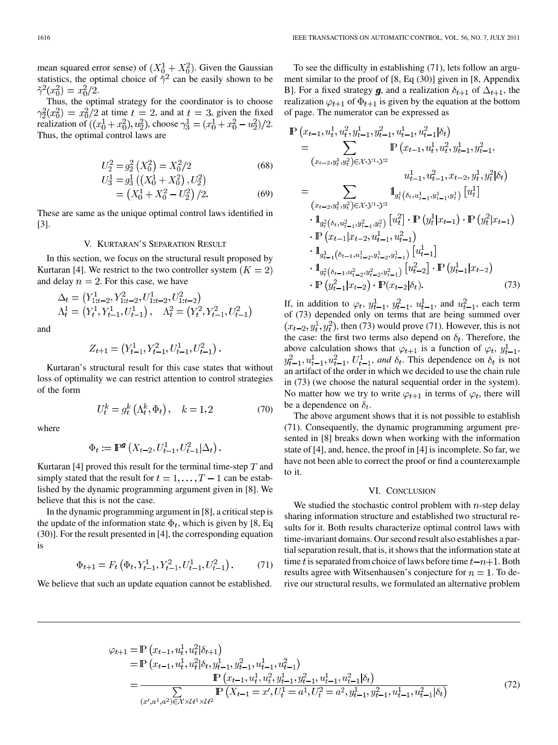mean squared error sense) of $(X_0^1 + X_0^2)$. Given the Gaussian statistics, the optimal choice of $\tilde{\gamma}^2$ can be easily shown to be $\tilde{\gamma}^2(x_0^2) = x_0^2/2$.

Thus, the optimal strategy for the coordinator is to choose $\gamma_2^2(x_0^2) = x_0^2/2$ at time $t = 2$, and at $t = 3$, given the fixed realization of $((x_0^1 + x_0^2), u_2^2)$, choose $\gamma_3^1 = (x_0^1 + x_0^2 - u_2^2)/2$. Thus, the optimal control laws are

$$U_2^2 = g_2^2\left(X_0^2\right) = X_0^2/2 \tag{68}$$

$$U_3^1 = g_3^1\left(\left(X_0^1 + X_0^2\right), U_2^2\right) = \left(X_0^1 + X_0^2 - U_2^2\right)/2. \tag{69}$$

These are same as the unique optimal control laws identified in [3].

## V. Kurtaran's Separation Result

In this section, we focus on the structural result proposed by Kurtaran [4]. We restrict to the two controller system $(K = 2)$ and delay $n = 2$. For this case, we have

$$\Delta_t = \left(Y_{1:t-2}^1, Y_{1:t-2}^2, U_{1:t-2}^1, U_{1:t-2}^2\right)$$
$$\Lambda_t^1 = \left(Y_t^1, Y_{t-1}^1, U_{t-1}^1\right), \quad \Lambda_t^2 = \left(Y_t^2, Y_{t-1}^2, U_{t-1}^2\right)$$

and

$$Z_{t+1} = \left(Y_{t-1}^1, Y_{t-1}^2, U_{t-1}^1, U_{t-1}^2\right).$$

Kurtaran's structural result for this case states that without loss of optimality we can restrict attention to control strategies of the form

$$U_t^k = g_t^k\left(\Lambda_t^k, \Phi_t\right), \quad k = 1, 2 \tag{70}$$

where

$$\Phi_t := \mathbb{P}^{\boldsymbol{g}}\left(X_{t-2}, U_{t-1}^1, U_{t-1}^2 | \Delta_t\right).$$

Kurtaran [4] proved this result for the terminal time-step $T$ and simply stated that the result for $t = 1, \ldots, T-1$ can be established by the dynamic programming argument given in [8]. We believe that this is not the case.

In the dynamic programming argument in [8], a critical step is the update of the information state $\Phi_t$, which is given by [8, Eq (30)]. For the result presented in [4], the corresponding equation is

$$\Phi_{t+1} = F_t\left(\Phi_t, Y_{t-1}^1, Y_{t-1}^2, U_{t-1}^1, U_{t-1}^2\right). \tag{71}$$

We believe that such an update equation cannot be established.

To see the difficulty in establishing (71), lets follow an argument similar to the proof of [8, Eq (30)] given in [8, Appendix B]. For a fixed strategy $\boldsymbol{g}$, and a realization $\delta_{t+1}$ of $\Delta_{t+1}$, the realization $\varphi_{t+1}$ of $\Phi_{t+1}$ is given by the equation at the bottom of page. The numerator can be expressed as

$$\begin{aligned}
&\mathbb{P}\left(x_{t-1}, u_t^1, u_t^2, y_{t-1}^1, y_{t-1}^2, u_{t-1}^1, u_{t-1}^2 | \delta_t\right) \\
&= \sum_{(x_{t-2}, y_t^1, y_t^2) \in \mathcal{X} \cdot \mathcal{Y}^1 \cdot \mathcal{Y}^2} \mathbb{P}\left(x_{t-1}, u_t^1, u_t^2, y_{t-1}^1, y_{t-1}^2, u_{t-1}^1, u_{t-1}^2, x_{t-2}, y_t^1, y_t^2 | \delta_t\right) \\
&= \sum_{(x_{t-2}, y_t^1, y_t^2) \in \mathcal{X} \cdot \mathcal{Y}^1 \cdot \mathcal{Y}^2} \mathbb{1}_{g_t^1(\delta_t, u_{t-1}^1, y_{t-1}^1, y_t^1)}\left[u_t^1\right] \\
&\quad \cdot \mathbb{1}_{g_t^2(\delta_t, u_{t-1}^2, y_{t-1}^2, y_t^2)}\left[u_t^2\right] \cdot \mathbb{P}\left(y_t^1 | x_{t-1}\right) \cdot \mathbb{P}\left(y_t^2 | x_{t-1}\right) \\
&\quad \cdot \mathbb{P}\left(x_{t-1} | x_{t-2}, u_{t-1}^1, u_{t-1}^2\right) \\
&\quad \cdot \mathbb{1}_{g_{t-1}^1(\delta_{t-1}, u_{t-2}^1, y_{t-2}^1, y_{t-1}^1)}\left[u_{t-1}^1\right] \\
&\quad \cdot \mathbb{1}_{g_t^2(\delta_{t-1}, u_{t-2}^2, y_{t-2}^2, y_{t-1}^2)}\left[u_{t-2}^2\right] \cdot \mathbb{P}\left(y_{t-1}^1 | x_{t-2}\right) \\
&\quad \cdot \mathbb{P}\left(y_{t-1}^2 | x_{t-2}\right) \cdot \mathbb{P}(x_{t-2} | \delta_t).
\end{aligned} \tag{73}$$

If, in addition to $\varphi_t$, $y_{t-1}^1$, $y_{t-1}^2$, $u_{t-1}^1$, and $u_{t-1}^2$, each term of (73) depended only on terms that are being summed over $(x_{t-2}, y_t^1, y_t^2)$, then (73) would prove (71). However, this is not the case: the first two terms also depend on $\delta_t$. Therefore, the above calculation shows that $\varphi_{t+1}$ is a function of $\varphi_t$, $y_{t-1}^1$, $y_{t-1}^2$, $u_{t-1}^1$, $u_{t-1}^2$, $U_{t-1}^1$, *and* $\delta_t$. This dependence on $\delta_t$ is not an artifact of the order in which we decided to use the chain rule in (73) (we choose the natural sequential order in the system). No matter how we try to write $\varphi_{t+1}$ in terms of $\varphi_t$, there will be a dependence on $\delta_t$.

The above argument shows that it is not possible to establish (71). Consequently, the dynamic programming argument presented in [8] breaks down when working with the information state of [4], and, hence, the proof in [4] is incomplete. So far, we have not been able to correct the proof or find a counterexample to it.

## VI. Conclusion

We studied the stochastic control problem with $n$-step delay sharing information structure and established two structural results for it. Both results characterize optimal control laws with time-invariant domains. Our second result also establishes a partial separation result, that is, it shows that the information state at time $t$ is separated from choice of laws before time $t-n+1$. Both results agree with Witsenhausen's conjecture for $n = 1$. To derive our structural results, we formulated an alternative problem

$$\begin{aligned}
\varphi_{t+1} &= \mathbb{P}\left(x_{t-1}, u_t^1, u_t^2 | \delta_{t+1}\right) \\
&= \mathbb{P}\left(x_{t-1}, u_t^1, u_t^2 | \delta_t, y_{t-1}^1, y_{t-1}^2, u_{t-1}^1, u_{t-1}^2\right) \\
&= \frac{\mathbb{P}\left(x_{t-1}, u_t^1, u_t^2, y_{t-1}^1, y_{t-1}^2, u_{t-1}^1, u_{t-1}^2 | \delta_t\right)}{\sum\limits_{(x', a^1, a^2) \in \mathcal{X} \times \mathcal{U}^1 \times \mathcal{U}^2} \mathbb{P}\left(X_{t-1} = x', U_t^1 = a^1, U_t^2 = a^2, y_{t-1}^1, y_{t-1}^2, u_{t-1}^1, u_{t-1}^2 | \delta_t\right)}
\end{aligned} \tag{72}$$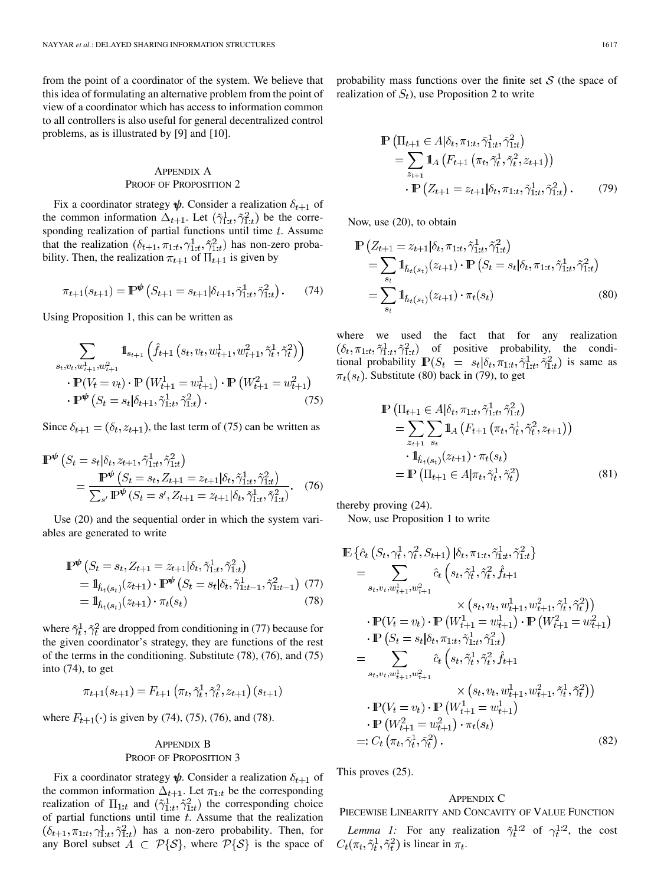from the point of a coordinator of the system. We believe that this idea of formulating an alternative problem from the point of view of a coordinator which has access to information common to all controllers is also useful for general decentralized control problems, as is illustrated by [9] and [10].

## Appendix A
## Proof of Proposition 2

Fix a coordinator strategy $\boldsymbol{\psi}$. Consider a realization $\delta_{t+1}$ of the common information $\Delta_{t+1}$. Let $(\tilde{\gamma}^1_{1:t}, \tilde{\gamma}^2_{1:t})$ be the corresponding realization of partial functions until time $t$. Assume that the realization $(\delta_{t+1}, \pi_{1:t}, \gamma^1_{1:t}, \tilde{\gamma}^2_{1:t})$ has non-zero probability. Then, the realization $\pi_{t+1}$ of $\Pi_{t+1}$ is given by

$$\pi_{t+1}(s_{t+1}) = \mathbb{P}^{\boldsymbol{\psi}}\left(S_{t+1} = s_{t+1} | \delta_{t+1}, \tilde{\gamma}^1_{1:t}, \tilde{\gamma}^2_{1:t}\right). \tag{74}$$

Using Proposition 1, this can be written as

$$\begin{aligned}
&\sum_{s_t, v_t, w^1_{t+1}, w^2_{t+1}} \mathbb{1}_{s_{t+1}}\left(\hat{f}_{t+1}\left(s_t, v_t, w^1_{t+1}, w^2_{t+1}, \tilde{\gamma}^1_t, \tilde{\gamma}^2_t\right)\right) \\
&\quad \cdot \mathbb{P}(V_t = v_t) \cdot \mathbb{P}\left(W^1_{t+1} = w^1_{t+1}\right) \cdot \mathbb{P}\left(W^2_{t+1} = w^2_{t+1}\right) \\
&\quad \cdot \mathbb{P}^{\boldsymbol{\psi}}\left(S_t = s_t | \delta_{t+1}, \tilde{\gamma}^1_{1:t}, \tilde{\gamma}^2_{1:t}\right).
\end{aligned} \tag{75}$$

Since $\delta_{t+1} = (\delta_t, z_{t+1})$, the last term of (75) can be written as

$$\begin{aligned}
&\mathbb{P}^{\boldsymbol{\psi}}\left(S_t = s_t | \delta_t, z_{t+1}, \tilde{\gamma}^1_{1:t}, \tilde{\gamma}^2_{1:t}\right) \\
&\quad = \frac{\mathbb{P}^{\boldsymbol{\psi}}\left(S_t = s_t, Z_{t+1} = z_{t+1} | \delta_t, \tilde{\gamma}^1_{1:t}, \tilde{\gamma}^2_{1:t}\right)}{\sum_{s'} \mathbb{P}^{\boldsymbol{\psi}}\left(S_t = s', Z_{t+1} = z_{t+1} | \delta_t, \tilde{\gamma}^1_{1:t}, \tilde{\gamma}^2_{1:t}\right)}.
\end{aligned} \tag{76}$$

Use (20) and the sequential order in which the system variables are generated to write

$$\begin{aligned}
&\mathbb{P}^{\boldsymbol{\psi}}\left(S_t = s_t, Z_{t+1} = z_{t+1} | \delta_t, \tilde{\gamma}^1_{1:t}, \tilde{\gamma}^2_{1:t}\right) \\
&\quad = \mathbb{1}_{\hat{h}_t(s_t)}(z_{t+1}) \cdot \mathbb{P}^{\boldsymbol{\psi}}\left(S_t = s_t | \delta_t, \tilde{\gamma}^1_{1:t-1}, \tilde{\gamma}^2_{1:t-1}\right) \quad (77)\\
&\quad = \mathbb{1}_{\hat{h}_t(s_t)}(z_{t+1}) \cdot \pi_t(s_t) \quad (78)
\end{aligned}$$

where $\tilde{\gamma}^1_t, \tilde{\gamma}^2_t$ are dropped from conditioning in (77) because for the given coordinator's strategy, they are functions of the rest of the terms in the conditioning. Substitute (78), (76), and (75) into (74), to get

$$\pi_{t+1}(s_{t+1}) = F_{t+1}\left(\pi_t, \tilde{\gamma}^1_t, \tilde{\gamma}^2_t, z_{t+1}\right)(s_{t+1})$$

where $F_{t+1}(\cdot)$ is given by (74), (75), (76), and (78).

## Appendix B
## Proof of Proposition 3

Fix a coordinator strategy $\boldsymbol{\psi}$. Consider a realization $\delta_{t+1}$ of the common information $\Delta_{t+1}$. Let $\pi_{1:t}$ be the corresponding realization of $\Pi_{1:t}$ and $(\tilde{\gamma}^1_{1:t}, \tilde{\gamma}^2_{1:t})$ the corresponding choice of partial functions until time $t$. Assume that the realization $(\delta_{t+1}, \pi_{1:t}, \gamma^1_{1:t}, \tilde{\gamma}^2_{1:t})$ has a non-zero probability. Then, for any Borel subset $A \subset \mathcal{P}\{\mathcal{S}\}$, where $\mathcal{P}\{\mathcal{S}\}$ is the space of probability mass functions over the finite set $\mathcal{S}$ (the space of realization of $S_t$), use Proposition 2 to write

$$\begin{aligned}
&\mathbb{P}\left(\Pi_{t+1} \in A | \delta_t, \pi_{1:t}, \tilde{\gamma}^1_{1:t}, \tilde{\gamma}^2_{1:t}\right) \\
&\quad = \sum_{z_{t+1}} \mathbb{1}_A\left(F_{t+1}\left(\pi_t, \tilde{\gamma}^1_t, \tilde{\gamma}^2_t, z_{t+1}\right)\right) \\
&\qquad \cdot \mathbb{P}\left(Z_{t+1} = z_{t+1} | \delta_t, \pi_{1:t}, \tilde{\gamma}^1_{1:t}, \tilde{\gamma}^2_{1:t}\right).
\end{aligned} \tag{79}$$

Now, use (20), to obtain

$$\begin{aligned}
&\mathbb{P}\left(Z_{t+1} = z_{t+1} | \delta_t, \pi_{1:t}, \tilde{\gamma}^1_{1:t}, \tilde{\gamma}^2_{1:t}\right) \\
&\quad = \sum_{s_t} \mathbb{1}_{\hat{h}_t(s_t)}(z_{t+1}) \cdot \mathbb{P}\left(S_t = s_t | \delta_t, \pi_{1:t}, \tilde{\gamma}^1_{1:t}, \tilde{\gamma}^2_{1:t}\right) \\
&\quad = \sum_{s_t} \mathbb{1}_{\hat{h}_t(s_t)}(z_{t+1}) \cdot \pi_t(s_t)
\end{aligned} \tag{80}$$

where we used the fact that for any realization $(\delta_t, \pi_{1:t}, \tilde{\gamma}^1_{1:t}, \tilde{\gamma}^2_{1:t})$ of positive probability, the conditional probability $\mathbb{P}(S_t = s_t | \delta_t, \pi_{1:t}, \tilde{\gamma}^1_{1:t}, \tilde{\gamma}^2_{1:t})$ is same as $\pi_t(s_t)$. Substitute (80) back in (79), to get

$$\begin{aligned}
&\mathbb{P}\left(\Pi_{t+1} \in A | \delta_t, \pi_{1:t}, \tilde{\gamma}^1_{1:t}, \tilde{\gamma}^2_{1:t}\right) \\
&\quad = \sum_{z_{t+1}} \sum_{s_t} \mathbb{1}_A\left(F_{t+1}\left(\pi_t, \tilde{\gamma}^1_t, \tilde{\gamma}^2_t, z_{t+1}\right)\right) \\
&\qquad \cdot \mathbb{1}_{\hat{h}_t(s_t)}(z_{t+1}) \cdot \pi_t(s_t) \\
&\quad = \mathbb{P}\left(\Pi_{t+1} \in A | \pi_t, \tilde{\gamma}^1_t, \tilde{\gamma}^2_t\right)
\end{aligned} \tag{81}$$

thereby proving (24).

Now, use Proposition 1 to write

$$\begin{aligned}
&\mathbb{E}\left\{\hat{c}_t\left(S_t, \gamma^1_t, \gamma^2_t, S_{t+1}\right) | \delta_t, \pi_{1:t}, \tilde{\gamma}^1_{1:t}, \tilde{\gamma}^2_{1:t}\right\} \\
&\quad = \sum_{s_t, v_t, w^1_{t+1}, w^2_{t+1}} \hat{c}_t\Big(s_t, \tilde{\gamma}^1_t, \tilde{\gamma}^2_t, \hat{f}_{t+1} \\
&\qquad\qquad \times \left(s_t, v_t, w^1_{t+1}, w^2_{t+1}, \tilde{\gamma}^1_t, \tilde{\gamma}^2_t\right)\Big) \\
&\qquad \cdot \mathbb{P}(V_t = v_t) \cdot \mathbb{P}\left(W^1_{t+1} = w^1_{t+1}\right) \cdot \mathbb{P}\left(W^2_{t+1} = w^2_{t+1}\right) \\
&\qquad \cdot \mathbb{P}\left(S_t = s_t | \delta_t, \pi_{1:t}, \tilde{\gamma}^1_{1:t}, \tilde{\gamma}^2_{1:t}\right) \\
&\quad = \sum_{s_t, v_t, w^1_{t+1}, w^2_{t+1}} \hat{c}_t\Big(s_t, \tilde{\gamma}^1_t, \tilde{\gamma}^2_t, \hat{f}_{t+1} \\
&\qquad\qquad \times \left(s_t, v_t, w^1_{t+1}, w^2_{t+1}, \tilde{\gamma}^1_t, \tilde{\gamma}^2_t\right)\Big) \\
&\qquad \cdot \mathbb{P}(V_t = v_t) \cdot \mathbb{P}\left(W^1_{t+1} = w^1_{t+1}\right) \\
&\qquad \cdot \mathbb{P}\left(W^2_{t+1} = w^2_{t+1}\right) \cdot \pi_t(s_t) \\
&\quad =: C_t\left(\pi_t, \tilde{\gamma}^1_t, \tilde{\gamma}^2_t\right).
\end{aligned} \tag{82}$$

This proves (25).

## Appendix C
## Piecewise Linearity and Concavity of Value Function

*Lemma 1:* For any realization $\tilde{\gamma}^{1:2}_t$ of $\gamma^{1:2}_t$, the cost $C_t(\pi_t, \tilde{\gamma}^1_t, \tilde{\gamma}^2_t)$ is linear in $\pi_t$.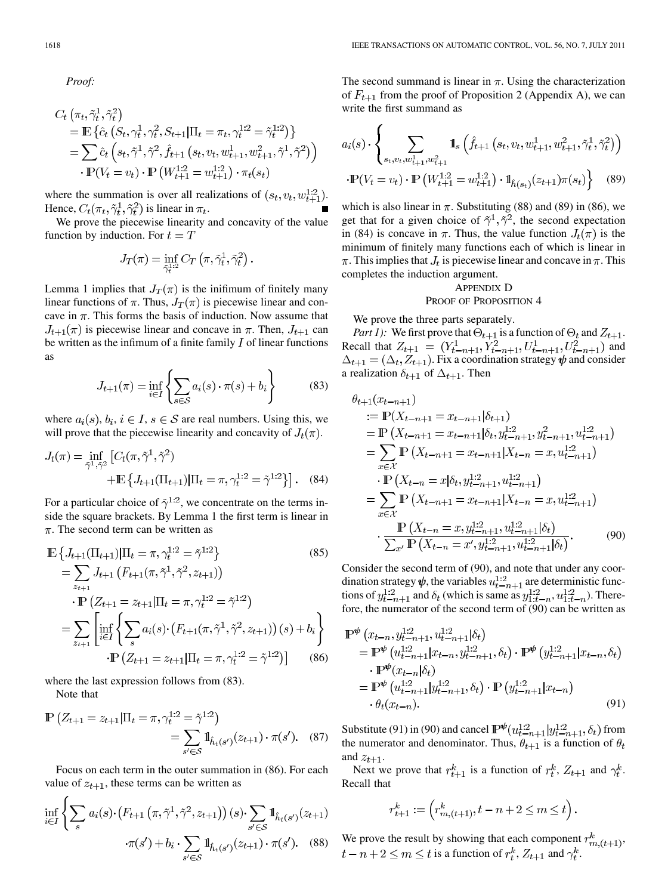*Proof:*

$$\begin{aligned}
C_t\left(\pi_t, \tilde{\gamma}_t^1, \tilde{\gamma}_t^2\right) &= \mathbb{E}\left\{\hat{c}_t\left(S_t, \gamma_t^1, \gamma_t^2, S_{t+1} | \Pi_t = \pi_t, \gamma_t^{1:2} = \tilde{\gamma}_t^{1:2}\right)\right\} \\
&= \sum \hat{c}_t\left(s_t, \tilde{\gamma}^1, \tilde{\gamma}^2, \hat{f}_{t+1}\left(s_t, v_t, w_{t+1}^1, w_{t+1}^2, \tilde{\gamma}^1, \tilde{\gamma}^2\right)\right) \\
&\quad \cdot \mathbb{P}(V_t = v_t) \cdot \mathbb{P}\left(W_{t+1}^{1:2} = w_{t+1}^{1:2}\right) \cdot \pi_t(s_t)
\end{aligned}$$

where the summation is over all realizations of $(s_t, v_t, w_{t+1}^{1:2})$. Hence, $C_t(\pi_t, \tilde{\gamma}_t^1, \tilde{\gamma}_t^2)$ is linear in $\pi_t$. ∎

We prove the piecewise linearity and concavity of the value function by induction. For $t = T$

$$J_T(\pi) = \inf_{\tilde{\gamma}_t^{1:2}} C_T\left(\pi, \tilde{\gamma}_t^1, \tilde{\gamma}_t^2\right).$$

Lemma 1 implies that $J_T(\pi)$ is the inifimum of finitely many linear functions of $\pi$. Thus, $J_T(\pi)$ is piecewise linear and concave in $\pi$. This forms the basis of induction. Now assume that $J_{t+1}(\pi)$ is piecewise linear and concave in $\pi$. Then, $J_{t+1}$ can be written as the infimum of a finite family $I$ of linear functions as

$$J_{t+1}(\pi) = \inf_{i \in I}\left\{\sum_{s \in \mathcal{S}} a_i(s) \cdot \pi(s) + b_i\right\} \tag{83}$$

where $a_i(s)$, $b_i$, $i \in I$, $s \in \mathcal{S}$ are real numbers. Using this, we will prove that the piecewise linearity and concavity of $J_t(\pi)$.

$$J_t(\pi) = \inf_{\tilde{\gamma}^1, \tilde{\gamma}^2}\left[C_t(\pi, \tilde{\gamma}^1, \tilde{\gamma}^2) + \mathbb{E}\left\{J_{t+1}(\Pi_{t+1}) | \Pi_t = \pi, \gamma_t^{1:2} = \tilde{\gamma}^{1:2}\right\}\right]. \tag{84}$$

For a particular choice of $\tilde{\gamma}^{1:2}$, we concentrate on the terms inside the square brackets. By Lemma 1 the first term is linear in $\pi$. The second term can be written as

$$\begin{aligned}
&\mathbb{E}\left\{J_{t+1}(\Pi_{t+1}) | \Pi_t = \pi, \gamma_t^{1:2} = \tilde{\gamma}^{1:2}\right\} \qquad (85)\\
&= \sum_{z_{t+1}} J_{t+1}\left(F_{t+1}(\pi, \tilde{\gamma}^1, \tilde{\gamma}^2, z_{t+1})\right) \cdot \mathbb{P}\left(Z_{t+1} = z_{t+1} | \Pi_t = \pi, \gamma_t^{1:2} = \tilde{\gamma}^{1:2}\right) \\
&= \sum_{z_{t+1}}\left[\inf_{i \in I}\left\{\sum_s a_i(s) \cdot \left(F_{t+1}(\pi, \tilde{\gamma}^1, \tilde{\gamma}^2, z_{t+1})\right)(s) + b_i\right\} \cdot \mathbb{P}\left(Z_{t+1} = z_{t+1} | \Pi_t = \pi, \gamma_t^{1:2} = \tilde{\gamma}^{1:2}\right)\right] \qquad (86)
\end{aligned}$$

where the last expression follows from (83).

Note that

$$\mathbb{P}\left(Z_{t+1} = z_{t+1} | \Pi_t = \pi, \gamma_t^{1:2} = \tilde{\gamma}^{1:2}\right) = \sum_{s' \in \mathcal{S}} \mathbb{1}_{\hat{h}_t(s')}(z_{t+1}) \cdot \pi(s'). \tag{87}$$

Focus on each term in the outer summation in (86). For each value of $z_{t+1}$, these terms can be written as

$$\inf_{i \in I}\left\{\sum_s a_i(s) \cdot \left(F_{t+1}\left(\pi, \tilde{\gamma}^1, \tilde{\gamma}^2, z_{t+1}\right)\right)(s) \cdot \sum_{s' \in \mathcal{S}} \mathbb{1}_{\hat{h}_t(s')}(z_{t+1}) \cdot \pi(s') + b_i \cdot \sum_{s' \in \mathcal{S}} \mathbb{1}_{\hat{h}_t(s')}(z_{t+1}) \cdot \pi(s')\right\}. \tag{88}$$

The second summand is linear in $\pi$. Using the characterization of $F_{t+1}$ from the proof of Proposition 2 (Appendix A), we can write the first summand as

$$a_i(s) \cdot \left\{\sum_{s_t, v_t, w_{t+1}^1, w_{t+1}^2} \mathbb{1}_s\left(\hat{f}_{t+1}\left(s_t, v_t, w_{t+1}^1, w_{t+1}^2, \tilde{\gamma}_t^1, \tilde{\gamma}_t^2\right)\right) \cdot \mathbb{P}(V_t = v_t) \cdot \mathbb{P}\left(W_{t+1}^{1:2} = w_{t+1}^{1:2}\right) \cdot \mathbb{1}_{\hat{h}(s_t)}(z_{t+1}) \pi(s_t)\right\} \tag{89}$$

which is also linear in $\pi$. Substituting (88) and (89) in (86), we get that for a given choice of $\tilde{\gamma}^1, \tilde{\gamma}^2$, the second expectation in (84) is concave in $\pi$. Thus, the value function $J_t(\pi)$ is the minimum of finitely many functions each of which is linear in $\pi$. This implies that $J_t$ is piecewise linear and concave in $\pi$. This completes the induction argument.

## Appendix D
## Proof of Proposition 4

We prove the three parts separately.

*Part 1):* We first prove that $\Theta_{t+1}$ is a function of $\Theta_t$ and $Z_{t+1}$. Recall that $Z_{t+1} = (Y_{t-n+1}^1, Y_{t-n+1}^2, U_{t-n+1}^1, U_{t-n+1}^2)$ and $\Delta_{t+1} = (\Delta_t, Z_{t+1})$. Fix a coordination strategy $\boldsymbol{\psi}$ and consider a realization $\delta_{t+1}$ of $\Delta_{t+1}$. Then

$$\begin{aligned}
\theta_{t+1}(x_{t-n+1}) &:= \mathbb{P}(X_{t-n+1} = x_{t-n+1} | \delta_{t+1}) \\
&= \mathbb{P}\left(X_{t-n+1} = x_{t-n+1} | \delta_t, y_{t-n+1}^{1:2}, y_{t-n+1}^2, u_{t-n+1}^{1:2}\right) \\
&= \sum_{x \in \mathcal{X}} \mathbb{P}\left(X_{t-n+1} = x_{t-n+1} | X_{t-n} = x, u_{t-n+1}^{1:2}\right) \cdot \mathbb{P}\left(X_{t-n} = x | \delta_t, y_{t-n+1}^{1:2}, u_{t-n+1}^{1:2}\right) \\
&= \sum_{x \in \mathcal{X}} \mathbb{P}\left(X_{t-n+1} = x_{t-n+1} | X_{t-n} = x, u_{t-n+1}^{1:2}\right) \cdot \frac{\mathbb{P}\left(X_{t-n} = x, y_{t-n+1}^{1:2}, u_{t-n+1}^{1:2} | \delta_t\right)}{\sum_{x'} \mathbb{P}\left(X_{t-n} = x', y_{t-n+1}^{1:2}, u_{t-n+1}^{1:2} | \delta_t\right)}.
\end{aligned} \tag{90}$$

Consider the second term of (90), and note that under any coordination strategy $\boldsymbol{\psi}$, the variables $u_{t-n+1}^{1:2}$ are deterministic functions of $y_{t-n+1}^{1:2}$ and $\delta_t$ (which is same as $y_{1:t-n}^{1:2}, u_{1:t-n}^{1:2}$). Therefore, the numerator of the second term of (90) can be written as

$$\begin{aligned}
&\mathbb{P}^{\boldsymbol{\psi}}\left(x_{t-n}, y_{t-n+1}^{1:2}, u_{t-n+1}^{1:2} | \delta_t\right) \\
&= \mathbb{P}^{\boldsymbol{\psi}}\left(u_{t-n+1}^{1:2} | x_{t-n}, y_{t-n+1}^{1:2}, \delta_t\right) \cdot \mathbb{P}^{\boldsymbol{\psi}}\left(y_{t-n+1}^{1:2} | x_{t-n}, \delta_t\right) \cdot \mathbb{P}^{\boldsymbol{\psi}}(x_{t-n} | \delta_t) \\
&= \mathbb{P}^{\boldsymbol{\psi}}\left(u_{t-n+1}^{1:2} | y_{t-n+1}^{1:2}, \delta_t\right) \cdot \mathbb{P}\left(y_{t-n+1}^{1:2} | x_{t-n}\right) \cdot \theta_t(x_{t-n}).
\end{aligned} \tag{91}$$

Substitute (91) in (90) and cancel $\mathbb{P}^{\boldsymbol{\psi}}(u_{t-n+1}^{1:2} | y_{t-n+1}^{1:2}, \delta_t)$ from the numerator and denominator. Thus, $\theta_{t+1}$ is a function of $\theta_t$ and $z_{t+1}$.

Next we prove that $r_{t+1}^k$ is a function of $r_t^k$, $Z_{t+1}$ and $\gamma_t^k$. Recall that

$$r_{t+1}^k := \left(r_{m,(t+1)}^k, t - n + 2 \leq m \leq t\right).$$

We prove the result by showing that each component $r_{m,(t+1)}^k$, $t - n + 2 \leq m \leq t$ is a function of $r_t^k$, $Z_{t+1}$ and $\gamma_t^k$.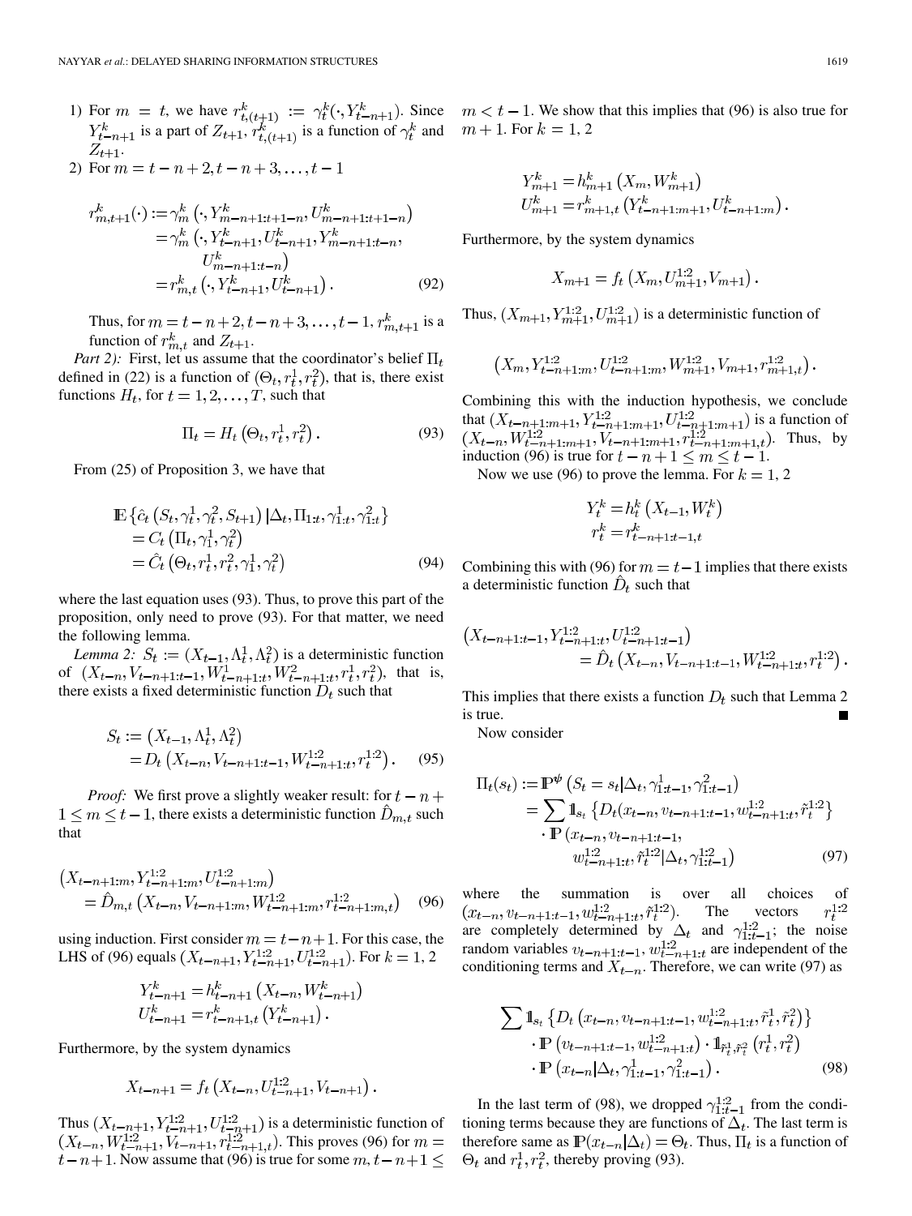1) For $m = t$, we have $r^k_{t,(t+1)} := \gamma^k_t(\cdot, Y^k_{t-n+1})$. Since $Y^k_{t-n+1}$ is a part of $Z_{t+1}$, $r^k_{t,(t+1)}$ is a function of $\gamma^k_t$ and $Z_{t+1}$.

2) For $m = t-n+2, t-n+3, \ldots, t-1$

$$
\begin{aligned}
r^k_{m,t+1}(\cdot) &:= \gamma^k_m\left(\cdot, Y^k_{m-n+1:t+1-n}, U^k_{m-n+1:t+1-n}\right) \\
&= \gamma^k_m\left(\cdot, Y^k_{t-n+1}, U^k_{t-n+1}, Y^k_{m-n+1:t-n}, U^k_{m-n+1:t-n}\right) \\
&= r^k_{m,t}\left(\cdot, Y^k_{t-n+1}, U^k_{t-n+1}\right). \qquad (92)
\end{aligned}
$$

Thus, for $m = t-n+2, t-n+3, \ldots, t-1$, $r^k_{m,t+1}$ is a function of $r^k_{m,t}$ and $Z_{t+1}$.

*Part 2):* First, let us assume that the coordinator's belief $\Pi_t$ defined in (22) is a function of $(\Theta_t, r^1_t, r^2_t)$, that is, there exist functions $H_t$, for $t = 1, 2, \ldots, T$, such that

$$
\Pi_t = H_t\left(\Theta_t, r^1_t, r^2_t\right). \qquad (93)
$$

From (25) of Proposition 3, we have that

$$
\begin{aligned}
\mathbb{E}&\left\{\hat{c}_t\left(S_t, \gamma^1_t, \gamma^2_t, S_{t+1}\right) \mid \Delta_t, \Pi_{1:t}, \gamma^1_{1:t}, \gamma^2_{1:t}\right\} \\
&= C_t\left(\Pi_t, \gamma^1_t, \gamma^2_t\right) \\
&= \hat{C}_t\left(\Theta_t, r^1_t, r^2_t, \gamma^1_t, \gamma^2_t\right) \qquad (94)
\end{aligned}
$$

where the last equation uses (93). Thus, to prove this part of the proposition, only need to prove (93). For that matter, we need the following lemma.

*Lemma 2:* $S_t := (X_{t-1}, \Lambda^1_t, \Lambda^2_t)$ is a deterministic function of $(X_{t-n}, V_{t-n+1:t-1}, W^1_{t-n+1:t}, W^2_{t-n+1:t}, r^1_t, r^2_t)$, that is, there exists a fixed deterministic function $D_t$ such that

$$
\begin{aligned}
S_t &:= \left(X_{t-1}, \Lambda^1_t, \Lambda^2_t\right) \\
&= D_t\left(X_{t-n}, V_{t-n+1:t-1}, W^{1:2}_{t-n+1:t}, r^{1:2}_t\right). \qquad (95)
\end{aligned}
$$

*Proof:* We first prove a slightly weaker result: for $t-n+1 \le m \le t-1$, there exists a deterministic function $\hat{D}_{m,t}$ such that

$$
\begin{aligned}
&\left(X_{t-n+1:m}, Y^{1:2}_{t-n+1:m}, U^{1:2}_{t-n+1:m}\right) \\
&\quad = \hat{D}_{m,t}\left(X_{t-n}, V_{t-n+1:m}, W^{1:2}_{t-n+1:m}, r^{1:2}_{t-n+1:m,t}\right) \qquad (96)
\end{aligned}
$$

using induction. First consider $m = t-n+1$. For this case, the LHS of (96) equals $(X_{t-n+1}, Y^{1:2}_{t-n+1}, U^{1:2}_{t-n+1})$. For $k = 1, 2$

$$
\begin{aligned}
Y^k_{t-n+1} &= h^k_{t-n+1}\left(X_{t-n}, W^k_{t-n+1}\right) \\
U^k_{t-n+1} &= r^k_{t-n+1,t}\left(Y^k_{t-n+1}\right).
\end{aligned}
$$

Furthermore, by the system dynamics

$$
X_{t-n+1} = f_t\left(X_{t-n}, U^{1:2}_{t-n+1}, V_{t-n+1}\right).
$$

Thus $(X_{t-n+1}, Y^{1:2}_{t-n+1}, U^{1:2}_{t-n+1})$ is a deterministic function of $(X_{t-n}, W^{1:2}_{t-n+1}, V_{t-n+1}, r^{1:2}_{t-n+1,t})$. This proves (96) for $m = t-n+1$. Now assume that (96) is true for some $m$, $t-n+1 \le m < t-1$. We show that this implies that (96) is also true for $m+1$. For $k = 1, 2$

$$
\begin{aligned}
Y^k_{m+1} &= h^k_{m+1}\left(X_m, W^k_{m+1}\right) \\
U^k_{m+1} &= r^k_{m+1,t}\left(Y^k_{t-n+1:m+1}, U^k_{t-n+1:m}\right).
\end{aligned}
$$

Furthermore, by the system dynamics

$$
X_{m+1} = f_t\left(X_m, U^{1:2}_{m+1}, V_{m+1}\right).
$$

Thus, $(X_{m+1}, Y^{1:2}_{m+1}, U^{1:2}_{m+1})$ is a deterministic function of

$$
\left(X_m, Y^{1:2}_{t-n+1:m}, U^{1:2}_{t-n+1:m}, W^{1:2}_{m+1}, V_{m+1}, r^{1:2}_{m+1,t}\right).
$$

Combining this with the induction hypothesis, we conclude that $(X_{t-n+1:m+1}, Y^{1:2}_{t-n+1:m+1}, U^{1:2}_{t-n+1:m+1})$ is a function of $(X_{t-n}, W^{1:2}_{t-n+1:m+1}, V_{t-n+1:m+1}, r^{1:2}_{t-n+1:m+1,t})$. Thus, by induction (96) is true for $t-n+1 \le m \le t-1$.

Now we use (96) to prove the lemma. For $k = 1, 2$

$$
\begin{aligned}
Y^k_t &= h^k_t\left(X_{t-1}, W^k_t\right) \\
r^k_t &= r^k_{t-n+1:t-1,t}
\end{aligned}
$$

Combining this with (96) for $m = t-1$ implies that there exists a deterministic function $\hat{D}_t$ such that

$$
\begin{aligned}
&\left(X_{t-n+1:t-1}, Y^{1:2}_{t-n+1:t}, U^{1:2}_{t-n+1:t-1}\right) \\
&\quad = \hat{D}_t\left(X_{t-n}, V_{t-n+1:t-1}, W^{1:2}_{t-n+1:t}, r^{1:2}_t\right).
\end{aligned}
$$

This implies that there exists a function $D_t$ such that Lemma 2 is true. ∎

Now consider

$$
\begin{aligned}
\Pi_t(s_t) &:= \mathbb{P}^{\psi}\left(S_t = s_t \mid \Delta_t, \gamma^1_{1:t-1}, \gamma^2_{1:t-1}\right) \\
&= \sum \mathbb{1}_{s_t}\left\{D_t(x_{t-n}, v_{t-n+1:t-1}, w^{1:2}_{t-n+1:t}, \tilde{r}^{1:2}_t\right\} \\
&\quad \cdot \mathbb{P}\left(x_{t-n}, v_{t-n+1:t-1}, w^{1:2}_{t-n+1:t}, \tilde{r}^{1:2}_t \mid \Delta_t, \gamma^{1:2}_{1:t-1}\right) \qquad (97)
\end{aligned}
$$

where the summation is over all choices of $(x_{t-n}, v_{t-n+1:t-1}, w^{1:2}_{t-n+1:t}, \tilde{r}^{1:2}_t)$. The vectors $r^{1:2}_t$ are completely determined by $\Delta_t$ and $\gamma^{1:2}_{1:t-1}$; the noise random variables $v_{t-n+1:t-1}, w^{1:2}_{t-n+1:t}$ are independent of the conditioning terms and $X_{t-n}$. Therefore, we can write (97) as

$$
\begin{aligned}
\sum &\mathbb{1}_{s_t}\left\{D_t\left(x_{t-n}, v_{t-n+1:t-1}, w^{1:2}_{t-n+1:t}, \tilde{r}^1_t, \tilde{r}^2_t\right)\right\} \\
&\cdot \mathbb{P}\left(v_{t-n+1:t-1}, w^{1:2}_{t-n+1:t}\right) \cdot \mathbb{1}_{\tilde{r}^1_t, \tilde{r}^2_t}\left(r^1_t, r^2_t\right) \\
&\cdot \mathbb{P}\left(x_{t-n} \mid \Delta_t, \gamma^1_{1:t-1}, \gamma^2_{1:t-1}\right). \qquad (98)
\end{aligned}
$$

In the last term of (98), we dropped $\gamma^{1:2}_{1:t-1}$ from the conditioning terms because they are functions of $\Delta_t$. The last term is therefore same as $\mathbb{P}(x_{t-n} \mid \Delta_t) = \Theta_t$. Thus, $\Pi_t$ is a function of $\Theta_t$ and $r^1_t, r^2_t$, thereby proving (93).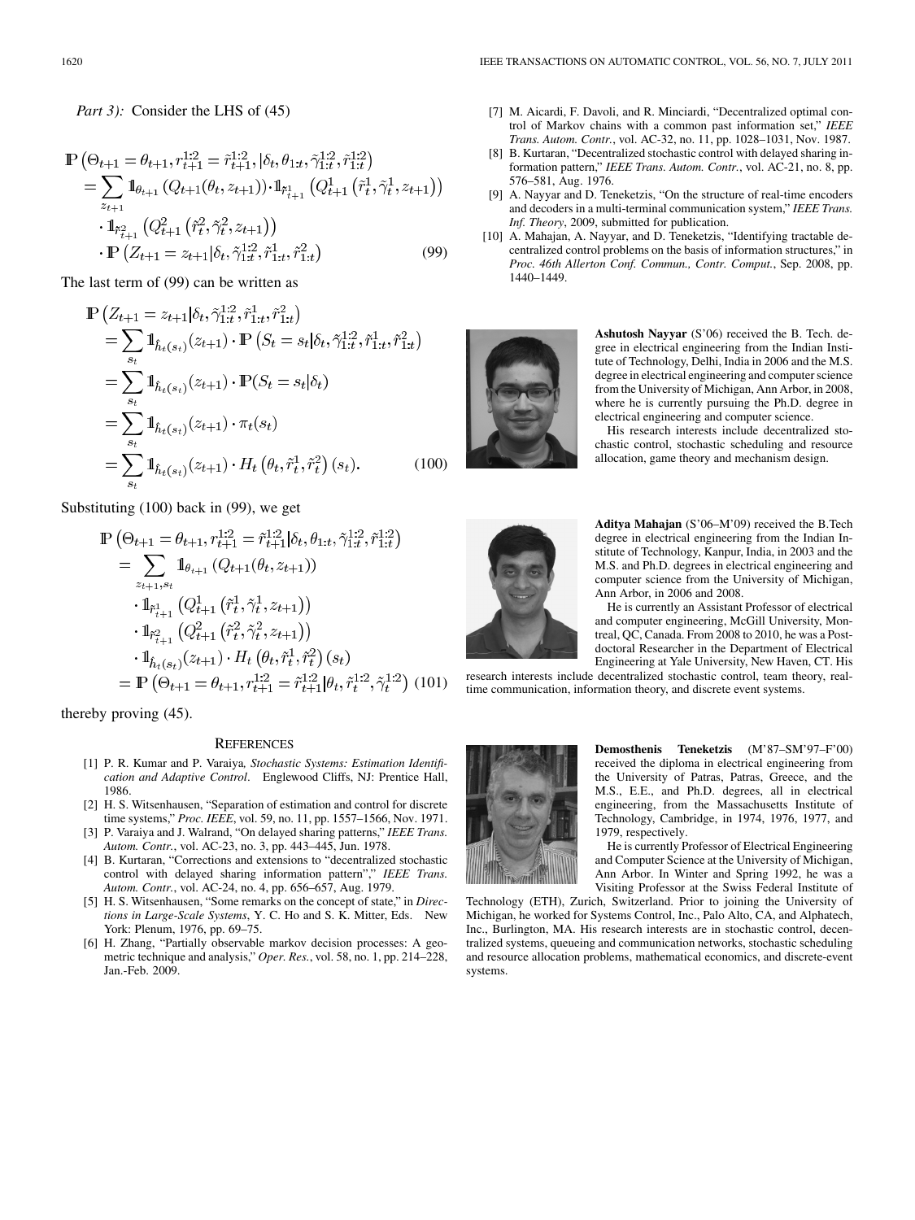*Part 3):* Consider the LHS of (45)

$$
\begin{aligned}
&\mathbb{P}\left(\Theta_{t+1}=\theta_{t+1}, r_{t+1}^{1:2}=\tilde{r}_{t+1}^{1:2}, |\delta_t, \theta_{1:t}, \tilde{\gamma}_{1:t}^{1:2}, \tilde{r}_{1:t}^{1:2}\right) \\
&= \sum_{z_{t+1}} \mathbb{1}_{\theta_{t+1}}\left(Q_{t+1}(\theta_t, z_{t+1})\right) \cdot \mathbb{1}_{\tilde{r}_{t+1}^1}\left(Q_{t+1}^1\left(\tilde{r}_t^1, \tilde{\gamma}_t^1, z_{t+1}\right)\right) \\
&\quad \cdot \mathbb{1}_{\tilde{r}_{t+1}^2}\left(Q_{t+1}^2\left(\tilde{r}_t^2, \tilde{\gamma}_t^2, z_{t+1}\right)\right) \\
&\quad \cdot \mathbb{P}\left(Z_{t+1}=z_{t+1}|\delta_t, \tilde{\gamma}_{1:t}^{1:2}, \tilde{r}_{1:t}^1, \tilde{r}_{1:t}^2\right)
\end{aligned} \tag{99}
$$

The last term of (99) can be written as

$$
\begin{aligned}
&\mathbb{P}\left(Z_{t+1}=z_{t+1}|\delta_t, \tilde{\gamma}_{1:t}^{1:2}, \tilde{r}_{1:t}^1, \tilde{r}_{1:t}^2\right) \\
&= \sum_{s_t} \mathbb{1}_{\hat{h}_t(s_t)}(z_{t+1}) \cdot \mathbb{P}\left(S_t=s_t|\delta_t, \tilde{\gamma}_{1:t}^{1:2}, \tilde{r}_{1:t}^1, \tilde{r}_{1:t}^2\right) \\
&= \sum_{s_t} \mathbb{1}_{\hat{h}_t(s_t)}(z_{t+1}) \cdot \mathbb{P}(S_t=s_t|\delta_t) \\
&= \sum_{s_t} \mathbb{1}_{\hat{h}_t(s_t)}(z_{t+1}) \cdot \pi_t(s_t) \\
&= \sum_{s_t} \mathbb{1}_{\hat{h}_t(s_t)}(z_{t+1}) \cdot H_t\left(\theta_t, \tilde{r}_t^1, \tilde{r}_t^2\right)(s_t).
\end{aligned} \tag{100}
$$

Substituting (100) back in (99), we get

$$
\begin{aligned}
&\mathbb{P}\left(\Theta_{t+1}=\theta_{t+1}, r_{t+1}^{1:2}=\tilde{r}_{t+1}^{1:2}|\delta_t, \theta_{1:t}, \tilde{\gamma}_{1:t}^{1:2}, \tilde{r}_{1:t}^{1:2}\right) \\
&= \sum_{z_{t+1}, s_t} \mathbb{1}_{\theta_{t+1}}\left(Q_{t+1}(\theta_t, z_{t+1})\right) \\
&\quad \cdot \mathbb{1}_{\tilde{r}_{t+1}^1}\left(Q_{t+1}^1\left(\tilde{r}_t^1, \tilde{\gamma}_t^1, z_{t+1}\right)\right) \\
&\quad \cdot \mathbb{1}_{\tilde{r}_{t+1}^2}\left(Q_{t+1}^2\left(\tilde{r}_t^2, \tilde{\gamma}_t^2, z_{t+1}\right)\right) \\
&\quad \cdot \mathbb{1}_{\hat{h}_t(s_t)}(z_{t+1}) \cdot H_t\left(\theta_t, \tilde{r}_t^1, \tilde{r}_t^2\right)(s_t) \\
&= \mathbb{P}\left(\Theta_{t+1}=\theta_{t+1}, r_{t+1}^{1:2}=\tilde{r}_{t+1}^{1:2}|\theta_t, \tilde{r}_t^{1:2}, \tilde{\gamma}_t^{1:2}\right)
\end{aligned} \tag{101}
$$

thereby proving (45).

## References

[1] P. R. Kumar and P. Varaiya, *Stochastic Systems: Estimation Identification and Adaptive Control*. Englewood Cliffs, NJ: Prentice Hall, 1986.

[2] H. S. Witsenhausen, "Separation of estimation and control for discrete time systems," *Proc. IEEE*, vol. 59, no. 11, pp. 1557–1566, Nov. 1971.

[3] P. Varaiya and J. Walrand, "On delayed sharing patterns," *IEEE Trans. Autom. Contr.*, vol. AC-23, no. 3, pp. 443–445, Jun. 1978.

[4] B. Kurtaran, "Corrections and extensions to "decentralized stochastic control with delayed sharing information pattern"," *IEEE Trans. Autom. Contr.*, vol. AC-24, no. 4, pp. 656–657, Aug. 1979.

[5] H. S. Witsenhausen, "Some remarks on the concept of state," in *Directions in Large-Scale Systems*, Y. C. Ho and S. K. Mitter, Eds. New York: Plenum, 1976, pp. 69–75.

[6] H. Zhang, "Partially observable markov decision processes: A geometric technique and analysis," *Oper. Res.*, vol. 58, no. 1, pp. 214–228, Jan.-Feb. 2009.

[7] M. Aicardi, F. Davoli, and R. Minciardi, "Decentralized optimal control of Markov chains with a common past information set," *IEEE Trans. Autom. Contr.*, vol. AC-32, no. 11, pp. 1028–1031, Nov. 1987.

[8] B. Kurtaran, "Decentralized stochastic control with delayed sharing information pattern," *IEEE Trans. Autom. Contr.*, vol. AC-21, no. 8, pp. 576–581, Aug. 1976.

[9] A. Nayyar and D. Teneketzis, "On the structure of real-time encoders and decoders in a multi-terminal communication system," *IEEE Trans. Inf. Theory*, 2009, submitted for publication.

[10] A. Mahajan, A. Nayyar, and D. Teneketzis, "Identifying tractable decentralized control problems on the basis of information structures," in *Proc. 46th Allerton Conf. Commun., Contr. Comput.*, Sep. 2008, pp. 1440–1449.

**Ashutosh Nayyar** (S'06) received the B. Tech. degree in electrical engineering from the Indian Institute of Technology, Delhi, India in 2006 and the M.S. degree in electrical engineering and computer science from the University of Michigan, Ann Arbor, in 2008, where he is currently pursuing the Ph.D. degree in electrical engineering and computer science.

His research interests include decentralized stochastic control, stochastic scheduling and resource allocation, game theory and mechanism design.

**Aditya Mahajan** (S'06–M'09) received the B.Tech degree in electrical engineering from the Indian Institute of Technology, Kanpur, India, in 2003 and the M.S. and Ph.D. degrees in electrical engineering and computer science from the University of Michigan, Ann Arbor, in 2006 and 2008.

He is currently an Assistant Professor of electrical and computer engineering, McGill University, Montreal, QC, Canada. From 2008 to 2010, he was a Postdoctoral Researcher in the Department of Electrical Engineering at Yale University, New Haven, CT. His research interests include decentralized stochastic control, team theory, real-time communication, information theory, and discrete event systems.

**Demosthenis Teneketzis** (M'87–SM'97–F'00) received the diploma in electrical engineering from the University of Patras, Patras, Greece, and the M.S., E.E., and Ph.D. degrees, all in electrical engineering, from the Massachusetts Institute of Technology, Cambridge, in 1974, 1976, 1977, and 1979, respectively.

He is currently Professor of Electrical Engineering and Computer Science at the University of Michigan, Ann Arbor. In Winter and Spring 1992, he was a Visiting Professor at the Swiss Federal Institute of Technology (ETH), Zurich, Switzerland. Prior to joining the University of Michigan, he worked for Systems Control, Inc., Palo Alto, CA, and Alphatech, Inc., Burlington, MA. His research interests are in stochastic control, decentralized systems, queueing and communication networks, stochastic scheduling and resource allocation problems, mathematical economics, and discrete-event systems.